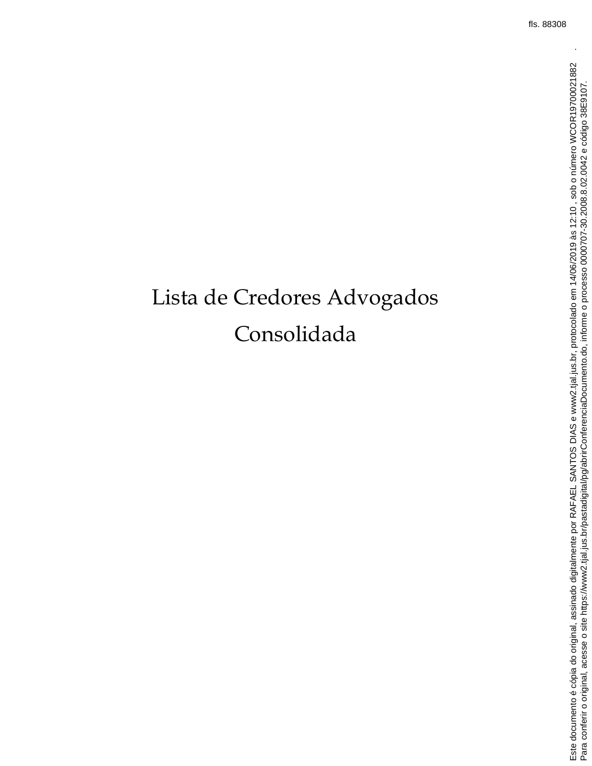# Lista de Credores Advogados Consolidada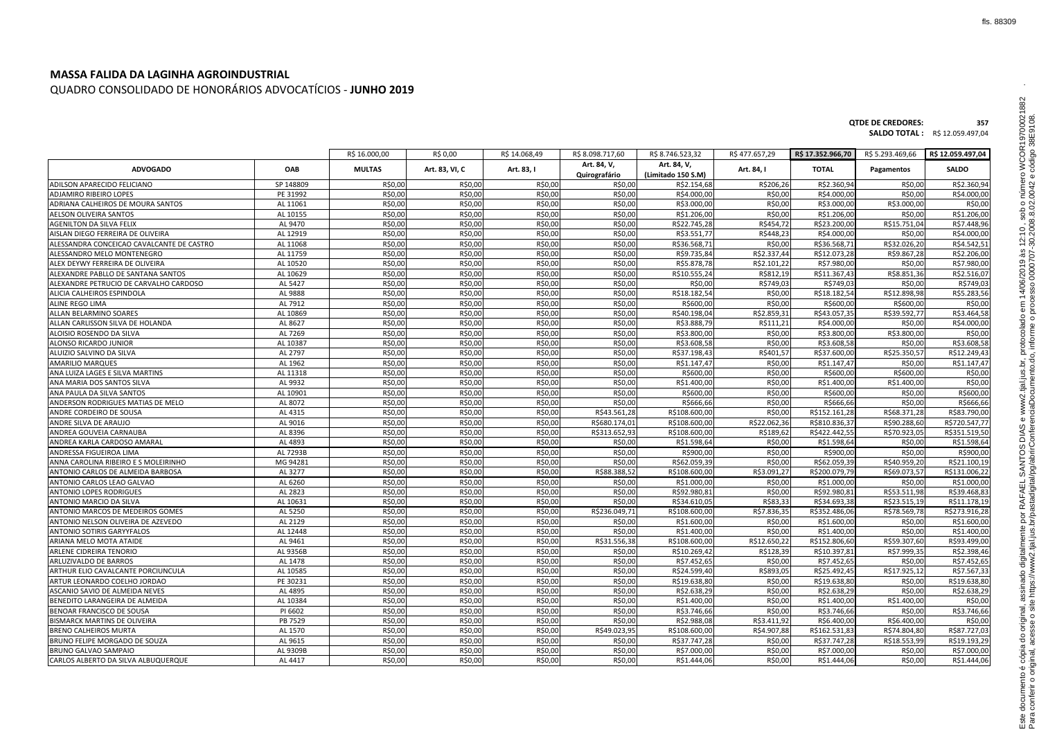# MASSA FALIDA DA LAGINHA AGROINDUSTRIAL

QUADRO CONSOLIDADO DE HONORÁRIOS ADVOCATÍCIOS - **JUNHO 2019**

**QTDE DE CREDORES:** 357

**SALDO TOTAL :** R$ 12.059.497,04

| | | R$ 16.000,00 | R$ 0,00 | R$ 14.068,49 | R$ 8.098.717,60 | R$ 8.746.523,32 | R$ 477.657,29 | R$ 17.352.966,70 | R$ 5.293.469,66 | R$ 12.059.497,04 |
|---|---|---|---|---|---|---|---|---|---|---|
| **ADVOGADO** | **OAB** | **MULTAS** | **Art. 83, VI, C** | **Art. 83, I** | **Art. 84, V, Quirografário** | **Art. 84, V, (Limitado 150 S.M)** | **Art. 84, I** | **TOTAL** | **Pagamentos** | **SALDO** |
| ADILSON APARECIDO FELICIANO | SP 148809 | R$0,00 | R$0,00 | R$0,00 | R$0,00 | R$2.154,68 | R$206,26 | R$2.360,94 | R$0,00 | R$2.360,94 |
| ADJAMIRO RIBEIRO LOPES | PE 31992 | R$0,00 | R$0,00 | R$0,00 | R$0,00 | R$4.000,00 | R$0,00 | R$4.000,00 | R$0,00 | R$4.000,00 |
| ADRIANA CALHEIROS DE MOURA SANTOS | AL 11061 | R$0,00 | R$0,00 | R$0,00 | R$0,00 | R$3.000,00 | R$0,00 | R$3.000,00 | R$3.000,00 | R$0,00 |
| AELSON OLIVEIRA SANTOS | AL 10155 | R$0,00 | R$0,00 | R$0,00 | R$0,00 | R$1.206,00 | R$0,00 | R$1.206,00 | R$0,00 | R$1.206,00 |
| AGENILTON DA SILVA FELIX | AL 9470 | R$0,00 | R$0,00 | R$0,00 | R$0,00 | R$22.745,28 | R$454,72 | R$23.200,00 | R$15.751,04 | R$7.448,96 |
| AISLAN DIEGO FERREIRA DE OLIVEIRA | AL 12919 | R$0,00 | R$0,00 | R$0,00 | R$0,00 | R$3.551,77 | R$448,23 | R$4.000,00 | R$0,00 | R$4.000,00 |
| ALESSANDRA CONCEICAO CAVALCANTE DE CASTRO | AL 11068 | R$0,00 | R$0,00 | R$0,00 | R$0,00 | R$36.568,71 | R$0,00 | R$36.568,71 | R$32.026,20 | R$4.542,51 |
| ALESSANDRO MELO MONTENEGRO | AL 11759 | R$0,00 | R$0,00 | R$0,00 | R$0,00 | R$9.735,84 | R$2.337,44 | R$12.073,28 | R$9.867,28 | R$2.206,00 |
| ALEX DEYWY FERREIRA DE OLIVEIRA | AL 10520 | R$0,00 | R$0,00 | R$0,00 | R$0,00 | R$5.878,78 | R$2.101,22 | R$7.980,00 | R$0,00 | R$7.980,00 |
| ALEXANDRE PABLLO DE SANTANA SANTOS | AL 10629 | R$0,00 | R$0,00 | R$0,00 | R$0,00 | R$10.555,24 | R$812,19 | R$11.367,43 | R$8.851,36 | R$2.516,07 |
| ALEXANDRE PETRUCIO DE CARVALHO CARDOSO | AL 5427 | R$0,00 | R$0,00 | R$0,00 | R$0,00 | R$0,00 | R$749,03 | R$749,03 | R$0,00 | R$749,03 |
| ALICIA CALHEIROS ESPINDOLA | AL 9888 | R$0,00 | R$0,00 | R$0,00 | R$0,00 | R$18.182,54 | R$0,00 | R$18.182,54 | R$12.898,98 | R$5.283,56 |
| ALINE REGO LIMA | AL 7912 | R$0,00 | R$0,00 | R$0,00 | R$0,00 | R$600,00 | R$0,00 | R$600,00 | R$600,00 | R$0,00 |
| ALLAN BELARMINO SOARES | AL 10869 | R$0,00 | R$0,00 | R$0,00 | R$0,00 | R$40.198,04 | R$2.859,31 | R$43.057,35 | R$39.592,77 | R$3.464,58 |
| ALLAN CARLISSON SILVA DE HOLANDA | AL 8627 | R$0,00 | R$0,00 | R$0,00 | R$0,00 | R$3.888,79 | R$111,21 | R$4.000,00 | R$0,00 | R$4.000,00 |
| ALOISIO ROSENDO DA SILVA | AL 7269 | R$0,00 | R$0,00 | R$0,00 | R$0,00 | R$3.800,00 | R$0,00 | R$3.800,00 | R$3.800,00 | R$0,00 |
| ALONSO RICARDO JUNIOR | AL 10387 | R$0,00 | R$0,00 | R$0,00 | R$0,00 | R$3.608,58 | R$0,00 | R$3.608,58 | R$0,00 | R$3.608,58 |
| ALUIZIO SALVINO DA SILVA | AL 2797 | R$0,00 | R$0,00 | R$0,00 | R$0,00 | R$37.198,43 | R$401,57 | R$37.600,00 | R$25.350,57 | R$12.249,43 |
| AMARILIO MARQUES | AL 1962 | R$0,00 | R$0,00 | R$0,00 | R$0,00 | R$1.147,47 | R$0,00 | R$1.147,47 | R$0,00 | R$1.147,47 |
| ANA LUIZA LAGES E SILVA MARTINS | AL 11318 | R$0,00 | R$0,00 | R$0,00 | R$0,00 | R$600,00 | R$0,00 | R$600,00 | R$600,00 | R$0,00 |
| ANA MARIA DOS SANTOS SILVA | AL 9932 | R$0,00 | R$0,00 | R$0,00 | R$0,00 | R$1.400,00 | R$0,00 | R$1.400,00 | R$1.400,00 | R$0,00 |
| ANA PAULA DA SILVA SANTOS | AL 10901 | R$0,00 | R$0,00 | R$0,00 | R$0,00 | R$600,00 | R$0,00 | R$600,00 | R$0,00 | R$600,00 |
| ANDERSON RODRIGUES MATIAS DE MELO | AL 8072 | R$0,00 | R$0,00 | R$0,00 | R$0,00 | R$666,66 | R$0,00 | R$666,66 | R$0,00 | R$666,66 |
| ANDRE CORDEIRO DE SOUSA | AL 4315 | R$0,00 | R$0,00 | R$0,00 | R$43.561,28 | R$108.600,00 | R$0,00 | R$152.161,28 | R$68.371,28 | R$83.790,00 |
| ANDRE SILVA DE ARAUJO | AL 9016 | R$0,00 | R$0,00 | R$0,00 | R$680.174,01 | R$108.600,00 | R$22.062,36 | R$810.836,37 | R$90.288,60 | R$720.547,77 |
| ANDREA GOUVEIA CARNAUBA | AL 8396 | R$0,00 | R$0,00 | R$0,00 | R$313.652,93 | R$108.600,00 | R$189,62 | R$422.442,55 | R$70.923,05 | R$351.519,50 |
| ANDREA KARLA CARDOSO AMARAL | AL 4893 | R$0,00 | R$0,00 | R$0,00 | R$0,00 | R$1.598,64 | R$0,00 | R$1.598,64 | R$0,00 | R$1.598,64 |
| ANDRESSA FIGUEIROA LIMA | AL 7293B | R$0,00 | R$0,00 | R$0,00 | R$0,00 | R$900,00 | R$0,00 | R$900,00 | R$0,00 | R$900,00 |
| ANNA CAROLINA RIBEIRO E S MOLEIRINHO | MG 94281 | R$0,00 | R$0,00 | R$0,00 | R$0,00 | R$62.059,39 | R$0,00 | R$62.059,39 | R$40.959,20 | R$21.100,19 |
| ANTONIO CARLOS DE ALMEIDA BARBOSA | AL 3277 | R$0,00 | R$0,00 | R$0,00 | R$88.388,52 | R$108.600,00 | R$3.091,27 | R$200.079,79 | R$69.073,57 | R$131.006,22 |
| ANTONIO CARLOS LEAO GALVAO | AL 6260 | R$0,00 | R$0,00 | R$0,00 | R$0,00 | R$1.000,00 | R$0,00 | R$1.000,00 | R$0,00 | R$1.000,00 |
| ANTONIO LOPES RODRIGUES | AL 2823 | R$0,00 | R$0,00 | R$0,00 | R$0,00 | R$92.980,81 | R$0,00 | R$92.980,81 | R$53.511,98 | R$39.468,83 |
| ANTONIO MARCIO DA SILVA | AL 10631 | R$0,00 | R$0,00 | R$0,00 | R$0,00 | R$34.610,05 | R$83,33 | R$34.693,38 | R$23.515,19 | R$11.178,19 |
| ANTONIO MARCOS DE MEDEIROS GOMES | AL 5250 | R$0,00 | R$0,00 | R$0,00 | R$236.049,71 | R$108.600,00 | R$7.836,35 | R$352.486,06 | R$78.569,78 | R$273.916,28 |
| ANTONIO NELSON OLIVEIRA DE AZEVEDO | AL 2129 | R$0,00 | R$0,00 | R$0,00 | R$0,00 | R$1.600,00 | R$0,00 | R$1.600,00 | R$0,00 | R$1.600,00 |
| ANTONIO SOTIRIS GARYYFALOS | AL 12448 | R$0,00 | R$0,00 | R$0,00 | R$0,00 | R$1.400,00 | R$0,00 | R$1.400,00 | R$0,00 | R$1.400,00 |
| ARIANA MELO MOTA ATAIDE | AL 9461 | R$0,00 | R$0,00 | R$0,00 | R$31.556,38 | R$108.600,00 | R$12.650,22 | R$152.806,60 | R$59.307,60 | R$93.499,00 |
| ARLENE CIDREIRA TENORIO | AL 9356B | R$0,00 | R$0,00 | R$0,00 | R$0,00 | R$10.269,42 | R$128,39 | R$10.397,81 | R$7.999,35 | R$2.398,46 |
| ARLUZIVALDO DE BARROS | AL 1478 | R$0,00 | R$0,00 | R$0,00 | R$0,00 | R$7.452,65 | R$0,00 | R$7.452,65 | R$0,00 | R$7.452,65 |
| ARTHUR ELIO CAVALCANTE PORCIUNCULA | AL 10585 | R$0,00 | R$0,00 | R$0,00 | R$0,00 | R$24.599,40 | R$893,05 | R$25.492,45 | R$17.925,12 | R$7.567,33 |
| ARTUR LEONARDO COELHO JORDAO | PE 30231 | R$0,00 | R$0,00 | R$0,00 | R$0,00 | R$19.638,80 | R$0,00 | R$19.638,80 | R$0,00 | R$19.638,80 |
| ASCANIO SAVIO DE ALMEIDA NEVES | AL 4895 | R$0,00 | R$0,00 | R$0,00 | R$0,00 | R$2.638,29 | R$0,00 | R$2.638,29 | R$0,00 | R$2.638,29 |
| BENEDITO LARANGEIRA DE ALMEIDA | AL 10384 | R$0,00 | R$0,00 | R$0,00 | R$0,00 | R$1.400,00 | R$0,00 | R$1.400,00 | R$1.400,00 | R$0,00 |
| BENOAR FRANCISCO DE SOUSA | PI 6602 | R$0,00 | R$0,00 | R$0,00 | R$0,00 | R$3.746,66 | R$0,00 | R$3.746,66 | R$0,00 | R$3.746,66 |
| BISMARCK MARTINS DE OLIVEIRA | PB 7529 | R$0,00 | R$0,00 | R$0,00 | R$0,00 | R$2.988,08 | R$3.411,92 | R$6.400,00 | R$6.400,00 | R$0,00 |
| BRENO CALHEIROS MURTA | AL 1570 | R$0,00 | R$0,00 | R$0,00 | R$49.023,95 | R$108.600,00 | R$4.907,88 | R$162.531,83 | R$74.804,80 | R$87.727,03 |
| BRUNO FELIPE MORGADO DE SOUZA | AL 9615 | R$0,00 | R$0,00 | R$0,00 | R$0,00 | R$37.747,28 | R$0,00 | R$37.747,28 | R$18.553,99 | R$19.193,29 |
| BRUNO GALVAO SAMPAIO | AL 9309B | R$0,00 | R$0,00 | R$0,00 | R$0,00 | R$7.000,00 | R$0,00 | R$7.000,00 | R$0,00 | R$7.000,00 |
| CARLOS ALBERTO DA SILVA ALBUQUERQUE | AL 4417 | R$0,00 | R$0,00 | R$0,00 | R$0,00 | R$1.444,06 | R$0,00 | R$1.444,06 | R$0,00 | R$1.444,06 |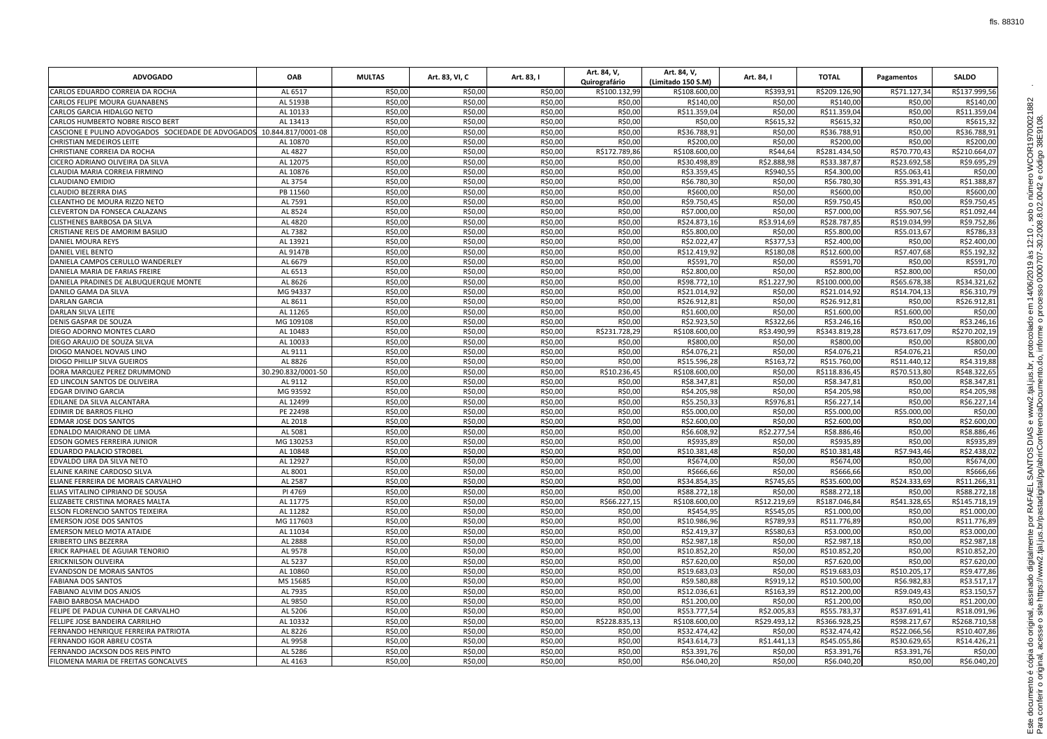| ADVOGADO | OAB | MULTAS | Art. 83, VI, C | Art. 83, I | Art. 84, V, Quirografário | Art. 84, V, (Limitado 150 S.M) | Art. 84, I | TOTAL | Pagamentos | SALDO |
|---|---|---|---|---|---|---|---|---|---|---|
| CARLOS EDUARDO CORREIA DA ROCHA | AL 6517 | R$0,00 | R$0,00 | R$0,00 | R$100.132,99 | R$108.600,00 | R$393,91 | R$209.126,90 | R$71.127,34 | R$137.999,56 |
| CARLOS FELIPE MOURA GUANABENS | AL 5193B | R$0,00 | R$0,00 | R$0,00 | R$0,00 | R$140,00 | R$0,00 | R$140,00 | R$0,00 | R$140,00 |
| CARLOS GARCIA HIDALGO NETO | AL 10133 | R$0,00 | R$0,00 | R$0,00 | R$0,00 | R$11.359,04 | R$0,00 | R$11.359,04 | R$0,00 | R$11.359,04 |
| CARLOS HUMBERTO NOBRE RISCO BERT | AL 13413 | R$0,00 | R$0,00 | R$0,00 | R$0,00 | R$0,00 | R$615,32 | R$615,32 | R$0,00 | R$615,32 |
| CASCIONE E PULINO ADVOGADOS SOCIEDADE DE ADVOGADOS | 10.844.817/0001-08 | R$0,00 | R$0,00 | R$0,00 | R$0,00 | R$36.788,91 | R$0,00 | R$36.788,91 | R$0,00 | R$36.788,91 |
| CHRISTIAN MEDEIROS LEITE | AL 10870 | R$0,00 | R$0,00 | R$0,00 | R$0,00 | R$200,00 | R$0,00 | R$200,00 | R$0,00 | R$200,00 |
| CHRISTIANE CORREIA DA ROCHA | AL 4827 | R$0,00 | R$0,00 | R$0,00 | R$172.789,86 | R$108.600,00 | R$44,64 | R$281.434,50 | R$70.770,43 | R$210.664,07 |
| CICERO ADRIANO OLIVEIRA DA SILVA | AL 12075 | R$0,00 | R$0,00 | R$0,00 | R$0,00 | R$30.498,89 | R$2.888,98 | R$33.387,87 | R$23.692,58 | R$9.695,29 |
| CLAUDIA MARIA CORREIA FIRMINO | AL 10876 | R$0,00 | R$0,00 | R$0,00 | R$0,00 | R$3.359,45 | R$940,55 | R$4.300,00 | R$5.063,41 | R$0,00 |
| CLAUDIANO EMIDIO | AL 3754 | R$0,00 | R$0,00 | R$0,00 | R$0,00 | R$6.780,30 | R$0,00 | R$6.780,30 | R$5.391,43 | R$1.388,87 |
| CLAUDIO BEZERRA DIAS | PB 11560 | R$0,00 | R$0,00 | R$0,00 | R$0,00 | R$600,00 | R$0,00 | R$600,00 | R$0,00 | R$600,00 |
| CLEANTHO DE MOURA RIZZO NETO | AL 7591 | R$0,00 | R$0,00 | R$0,00 | R$0,00 | R$9.750,45 | R$0,00 | R$9.750,45 | R$0,00 | R$9.750,45 |
| CLEVERTON DA FONSECA CALAZANS | AL 8524 | R$0,00 | R$0,00 | R$0,00 | R$0,00 | R$7.000,00 | R$0,00 | R$7.000,00 | R$5.907,56 | R$1.092,44 |
| CLISTHENES BARBOSA DA SILVA | AL 4820 | R$0,00 | R$0,00 | R$0,00 | R$0,00 | R$24.873,16 | R$3.914,69 | R$28.787,85 | R$19.034,99 | R$9.752,86 |
| CRISTIANE REIS DE AMORIM BASILIO | AL 7382 | R$0,00 | R$0,00 | R$0,00 | R$0,00 | R$5.800,00 | R$0,00 | R$5.800,00 | R$5.013,67 | R$786,33 |
| DANIEL MOURA REYS | AL 13921 | R$0,00 | R$0,00 | R$0,00 | R$0,00 | R$2.022,47 | R$377,53 | R$2.400,00 | R$0,00 | R$2.400,00 |
| DANIEL VIEL BENTO | AL 9147B | R$0,00 | R$0,00 | R$0,00 | R$0,00 | R$12.419,92 | R$180,08 | R$12.600,00 | R$7.407,68 | R$5.192,32 |
| DANIELA CAMPOS CERULLO WANDERLEY | AL 6679 | R$0,00 | R$0,00 | R$0,00 | R$0,00 | R$591,70 | R$0,00 | R$591,70 | R$0,00 | R$591,70 |
| DANIELA MARIA DE FARIAS FREIRE | AL 6513 | R$0,00 | R$0,00 | R$0,00 | R$0,00 | R$2.800,00 | R$0,00 | R$2.800,00 | R$2.800,00 | R$0,00 |
| DANIELA PRADINES DE ALBUQUERQUE MONTE | AL 8626 | R$0,00 | R$0,00 | R$0,00 | R$0,00 | R$98.772,10 | R$1.227,90 | R$100.000,00 | R$65.678,38 | R$34.321,62 |
| DANILO GAMA DA SILVA | MG 94337 | R$0,00 | R$0,00 | R$0,00 | R$0,00 | R$21.014,92 | R$0,00 | R$21.014,92 | R$14.704,13 | R$6.310,79 |
| DARLAN GARCIA | AL 8611 | R$0,00 | R$0,00 | R$0,00 | R$0,00 | R$26.912,81 | R$0,00 | R$26.912,81 | R$0,00 | R$26.912,81 |
| DARLAN SILVA LEITE | AL 11265 | R$0,00 | R$0,00 | R$0,00 | R$0,00 | R$1.600,00 | R$0,00 | R$1.600,00 | R$1.600,00 | R$0,00 |
| DENIS GASPAR DE SOUZA | MG 109108 | R$0,00 | R$0,00 | R$0,00 | R$0,00 | R$2.923,50 | R$322,66 | R$3.246,16 | R$0,00 | R$3.246,16 |
| DIEGO ADORNO MONTES CLARO | AL 10483 | R$0,00 | R$0,00 | R$0,00 | R$231.728,29 | R$108.600,00 | R$3.490,99 | R$343.819,28 | R$73.617,09 | R$270.202,19 |
| DIEGO ARAUJO DE SOUZA SILVA | AL 10033 | R$0,00 | R$0,00 | R$0,00 | R$0,00 | R$800,00 | R$0,00 | R$800,00 | R$0,00 | R$800,00 |
| DIOGO MANOEL NOVAIS LINO | AL 9111 | R$0,00 | R$0,00 | R$0,00 | R$0,00 | R$4.076,21 | R$0,00 | R$4.076,21 | R$4.076,21 | R$0,00 |
| DIOGO PHILLIP SILVA GUEIROS | AL 8826 | R$0,00 | R$0,00 | R$0,00 | R$0,00 | R$15.596,28 | R$163,72 | R$15.760,00 | R$11.440,12 | R$4.319,88 |
| DORA MARQUEZ PEREZ DRUMMOND | 30.290.832/0001-50 | R$0,00 | R$0,00 | R$0,00 | R$10.236,45 | R$108.600,00 | R$0,00 | R$118.836,45 | R$70.513,80 | R$48.322,65 |
| ED LINCOLN SANTOS DE OLIVEIRA | AL 9112 | R$0,00 | R$0,00 | R$0,00 | R$0,00 | R$8.347,81 | R$0,00 | R$8.347,81 | R$0,00 | R$8.347,81 |
| EDGAR DIVINO GARCIA | MG 93592 | R$0,00 | R$0,00 | R$0,00 | R$0,00 | R$4.205,98 | R$0,00 | R$4.205,98 | R$0,00 | R$4.205,98 |
| EDILANE DA SILVA ALCANTARA | AL 12499 | R$0,00 | R$0,00 | R$0,00 | R$0,00 | R$5.250,33 | R$976,81 | R$6.227,14 | R$0,00 | R$6.227,14 |
| EDIMIR DE BARROS FILHO | PE 22498 | R$0,00 | R$0,00 | R$0,00 | R$0,00 | R$5.000,00 | R$0,00 | R$5.000,00 | R$5.000,00 | R$0,00 |
| EDMAR JOSE DOS SANTOS | AL 2018 | R$0,00 | R$0,00 | R$0,00 | R$0,00 | R$2.600,00 | R$0,00 | R$2.600,00 | R$0,00 | R$2.600,00 |
| EDNALDO MAIORANO DE LIMA | AL 5081 | R$0,00 | R$0,00 | R$0,00 | R$0,00 | R$6.608,92 | R$2.277,54 | R$8.886,46 | R$0,00 | R$8.886,46 |
| EDSON GOMES FERREIRA JUNIOR | MG 130253 | R$0,00 | R$0,00 | R$0,00 | R$0,00 | R$935,89 | R$0,00 | R$935,89 | R$0,00 | R$935,89 |
| EDUARDO PALACIO STROBEL | AL 10848 | R$0,00 | R$0,00 | R$0,00 | R$0,00 | R$10.381,48 | R$0,00 | R$10.381,48 | R$7.943,46 | R$2.438,02 |
| EDVALDO LIRA DA SILVA NETO | AL 12927 | R$0,00 | R$0,00 | R$0,00 | R$0,00 | R$674,00 | R$0,00 | R$674,00 | R$0,00 | R$674,00 |
| ELAINE KARINE CARDOSO SILVA | AL 8001 | R$0,00 | R$0,00 | R$0,00 | R$0,00 | R$666,66 | R$0,00 | R$666,66 | R$0,00 | R$666,66 |
| ELIANE FERREIRA DE MORAIS CARVALHO | AL 2587 | R$0,00 | R$0,00 | R$0,00 | R$0,00 | R$34.854,35 | R$745,65 | R$35.600,00 | R$24.333,69 | R$11.266,31 |
| ELIAS VITALINO CIPRIANO DE SOUSA | PI 4769 | R$0,00 | R$0,00 | R$0,00 | R$0,00 | R$88.272,18 | R$0,00 | R$88.272,18 | R$0,00 | R$88.272,18 |
| ELIZABETE CRISTINA MORAES MALTA | AL 11775 | R$0,00 | R$0,00 | R$0,00 | R$66.227,15 | R$108.600,00 | R$12.219,69 | R$187.046,84 | R$41.328,65 | R$145.718,19 |
| ELSON FLORENCIO SANTOS TEIXEIRA | AL 11282 | R$0,00 | R$0,00 | R$0,00 | R$0,00 | R$454,95 | R$545,05 | R$1.000,00 | R$0,00 | R$1.000,00 |
| EMERSON JOSE DOS SANTOS | MG 117603 | R$0,00 | R$0,00 | R$0,00 | R$0,00 | R$10.986,96 | R$789,93 | R$11.776,89 | R$0,00 | R$11.776,89 |
| EMERSON MELO MOTA ATAIDE | AL 11034 | R$0,00 | R$0,00 | R$0,00 | R$0,00 | R$2.419,37 | R$580,63 | R$3.000,00 | R$0,00 | R$3.000,00 |
| ERIBERTO LINS BEZERRA | AL 2888 | R$0,00 | R$0,00 | R$0,00 | R$0,00 | R$2.987,18 | R$0,00 | R$2.987,18 | R$0,00 | R$2.987,18 |
| ERICK RAPHAEL DE AGUIAR TENORIO | AL 9578 | R$0,00 | R$0,00 | R$0,00 | R$0,00 | R$10.852,20 | R$0,00 | R$10.852,20 | R$0,00 | R$10.852,20 |
| ERICKNILSON OLIVEIRA | AL 5237 | R$0,00 | R$0,00 | R$0,00 | R$0,00 | R$7.620,00 | R$0,00 | R$7.620,00 | R$0,00 | R$7.620,00 |
| EVANDSON DE MORAIS SANTOS | AL 10860 | R$0,00 | R$0,00 | R$0,00 | R$0,00 | R$19.683,03 | R$0,00 | R$19.683,03 | R$10.205,17 | R$9.477,86 |
| FABIANA DOS SANTOS | MS 15685 | R$0,00 | R$0,00 | R$0,00 | R$0,00 | R$9.580,88 | R$919,12 | R$10.500,00 | R$6.982,83 | R$3.517,17 |
| FABIANO ALVIM DOS ANJOS | AL 7935 | R$0,00 | R$0,00 | R$0,00 | R$0,00 | R$12.036,61 | R$163,39 | R$12.200,00 | R$9.049,43 | R$3.150,57 |
| FABIO BARBOSA MACHADO | AL 9850 | R$0,00 | R$0,00 | R$0,00 | R$0,00 | R$1.200,00 | R$0,00 | R$1.200,00 | R$0,00 | R$1.200,00 |
| FELIPE DE PADUA CUNHA DE CARVALHO | AL 5206 | R$0,00 | R$0,00 | R$0,00 | R$0,00 | R$53.777,54 | R$2.005,83 | R$55.783,37 | R$37.691,41 | R$18.091,96 |
| FELLIPE JOSE BANDEIRA CARRILHO | AL 10332 | R$0,00 | R$0,00 | R$0,00 | R$228.835,13 | R$108.600,00 | R$29.493,12 | R$366.928,25 | R$98.217,67 | R$268.710,58 |
| FERNANDO HENRIQUE FERREIRA PATRIOTA | AL 8226 | R$0,00 | R$0,00 | R$0,00 | R$0,00 | R$32.474,42 | R$0,00 | R$32.474,42 | R$22.066,56 | R$10.407,86 |
| FERNANDO IGOR ABREU COSTA | AL 9958 | R$0,00 | R$0,00 | R$0,00 | R$0,00 | R$43.614,73 | R$1.441,13 | R$45.055,86 | R$30.629,65 | R$14.426,21 |
| FERNANDO JACKSON DOS REIS PINTO | AL 5286 | R$0,00 | R$0,00 | R$0,00 | R$0,00 | R$3.391,76 | R$0,00 | R$3.391,76 | R$3.391,76 | R$0,00 |
| FILOMENA MARIA DE FREITAS GONCALVES | AL 4163 | R$0,00 | R$0,00 | R$0,00 | R$0,00 | R$6.040,20 | R$0,00 | R$6.040,20 | R$0,00 | R$6.040,20 |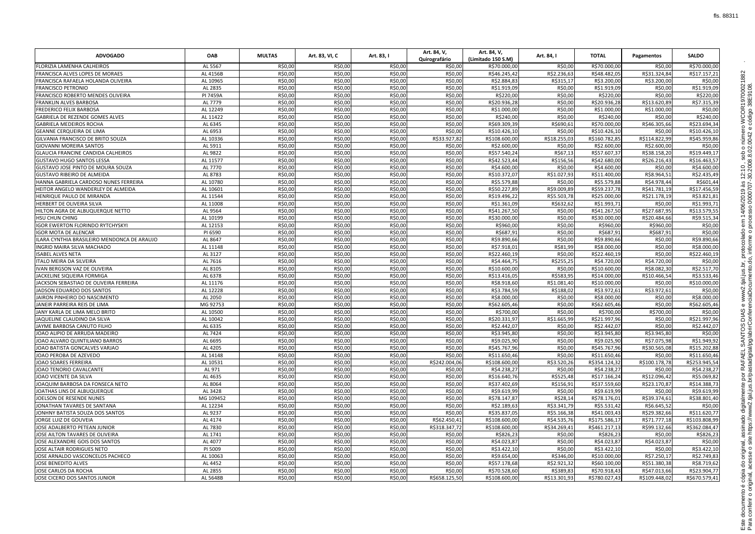| ADVOGADO | OAB | MULTAS | Art. 83, VI, C | Art. 83, I | Art. 84, V, Quirografário | Art. 84, V, (Limitado 150 S.M) | Art. 84, I | TOTAL | Pagamentos | SALDO |
|---|---|---|---|---|---|---|---|---|---|---|
| FLORIZIA LAMENHA CALHEIROS | AL 5567 | R$0,00 | R$0,00 | R$0,00 | R$0,00 | R$70.000,00 | R$0,00 | R$70.000,00 | R$0,00 | R$70.000,00 |
| FRANCISCA ALVES LOPES DE MORAES | AL 4156B | R$0,00 | R$0,00 | R$0,00 | R$0,00 | R$46.245,42 | R$2.236,63 | R$48.482,05 | R$31.324,84 | R$17.157,21 |
| FRANCISCA RAFAELA HOLANDA OLIVEIRA | AL 10965 | R$0,00 | R$0,00 | R$0,00 | R$0,00 | R$2.884,83 | R$315,17 | R$3.200,00 | R$3.200,00 | R$0,00 |
| FRANCISCO PETRONIO | AL 2835 | R$0,00 | R$0,00 | R$0,00 | R$0,00 | R$1.919,09 | R$0,00 | R$1.919,09 | R$0,00 | R$1.919,09 |
| FRANCISCO ROBERTO MENDES OLIVEIRA | PI 7459A | R$0,00 | R$0,00 | R$0,00 | R$0,00 | R$220,00 | R$0,00 | R$220,00 | R$0,00 | R$220,00 |
| FRANKLIN ALVES BARBOSA | AL 7779 | R$0,00 | R$0,00 | R$0,00 | R$0,00 | R$20.936,28 | R$0,00 | R$20.936,28 | R$13.620,89 | R$7.315,39 |
| FREDERICO FELIX BARBOSA | AL 12249 | R$0,00 | R$0,00 | R$0,00 | R$0,00 | R$1.000,00 | R$0,00 | R$1.000,00 | R$1.000,00 | R$0,00 |
| GABRIELA DE REZENDE GOMES ALVES | AL 11422 | R$0,00 | R$0,00 | R$0,00 | R$0,00 | R$240,00 | R$0,00 | R$240,00 | R$0,00 | R$240,00 |
| GABRIELA MEDEIROS ROCHA | AL 6345 | R$0,00 | R$0,00 | R$0,00 | R$0,00 | R$69.309,39 | R$690,61 | R$70.000,00 | R$46.305,66 | R$23.694,34 |
| GEANNE CERQUEIRA DE LIMA | AL 6953 | R$0,00 | R$0,00 | R$0,00 | R$0,00 | R$10.426,10 | R$0,00 | R$10.426,10 | R$0,00 | R$10.426,10 |
| GILVANIA FRANCISCO DE BRITO SOUZA | AL 10336 | R$0,00 | R$0,00 | R$0,00 | R$33.927,82 | R$108.600,00 | R$18.255,03 | R$160.782,85 | R$114.822,99 | R$45.959,86 |
| GIOVANNI MOREIRA SANTOS | AL 5911 | R$0,00 | R$0,00 | R$0,00 | R$0,00 | R$2.600,00 | R$0,00 | R$2.600,00 | R$2.600,00 | R$0,00 |
| GLAUCIA FRANCINE CANDIDA CALHEIROS | AL 9822 | R$0,00 | R$0,00 | R$0,00 | R$0,00 | R$57.540,24 | R$67,13 | R$57.607,37 | R$38.158,20 | R$19.449,17 |
| GUSTAVO HUGO SANTOS LESSA | AL 11577 | R$0,00 | R$0,00 | R$0,00 | R$0,00 | R$42.523,44 | R$156,56 | R$42.680,00 | R$26.216,43 | R$16.463,57 |
| GUSTAVO JOSE PINTO DE MOURA SOUZA | AL 7770 | R$0,00 | R$0,00 | R$0,00 | R$0,00 | R$4.600,00 | R$0,00 | R$4.600,00 | R$0,00 | R$4.600,00 |
| GUSTAVO RIBEIRO DE ALMEIDA | AL 8783 | R$0,00 | R$0,00 | R$0,00 | R$0,00 | R$10.372,07 | R$1.027,93 | R$11.400,00 | R$8.964,51 | R$2.435,49 |
| HANNA GABRIELA CARDOSO NUNES FERREIRA | AL 10780 | R$0,00 | R$0,00 | R$0,00 | R$0,00 | R$5.579,88 | R$0,00 | R$5.579,88 | R$4.978,44 | R$601,44 |
| HEITOR ANGELO WANDERLEY DE ALMEIDA | AL 10601 | R$0,00 | R$0,00 | R$0,00 | R$0,00 | R$50.227,89 | R$9.009,89 | R$59.237,78 | R$41.781,19 | R$17.456,59 |
| HENRIQUE PAULO DE MIRANDA | AL 11544 | R$0,00 | R$0,00 | R$0,00 | R$0,00 | R$19.496,22 | R$5.503,78 | R$25.000,00 | R$21.178,19 | R$3.821,81 |
| HERBERT DE OLIVEIRA SILVA | AL 11008 | R$0,00 | R$0,00 | R$0,00 | R$0,00 | R$1.361,09 | R$632,62 | R$1.993,71 | R$0,00 | R$1.993,71 |
| HILTON AGRA DE ALBUQUERQUE NETTO | AL 9564 | R$0,00 | R$0,00 | R$0,00 | R$0,00 | R$41.267,50 | R$0,00 | R$41.267,50 | R$27.687,95 | R$13.579,55 |
| HSU CHUN CHING | AL 10199 | R$0,00 | R$0,00 | R$0,00 | R$0,00 | R$30.000,00 | R$0,00 | R$30.000,00 | R$20.484,66 | R$9.515,34 |
| IGOR EWERTON FLORINDO RYTCHYSKYI | AL 12153 | R$0,00 | R$0,00 | R$0,00 | R$0,00 | R$960,00 | R$0,00 | R$960,00 | R$960,00 | R$0,00 |
| IGOR MOTA DE ALENCAR | PI 6590 | R$0,00 | R$0,00 | R$0,00 | R$0,00 | R$687,91 | R$0,00 | R$687,91 | R$687,91 | R$0,00 |
| ILARA CYNTHIA BRASILEIRO MENDONCA DE ARAUJO | AL 8647 | R$0,00 | R$0,00 | R$0,00 | R$0,00 | R$9.890,66 | R$0,00 | R$9.890,66 | R$0,00 | R$9.890,66 |
| INGRID MAIRA SILVA MACHADO | AL 11148 | R$0,00 | R$0,00 | R$0,00 | R$0,00 | R$7.918,01 | R$81,99 | R$8.000,00 | R$0,00 | R$8.000,00 |
| ISABEL ALVES NETA | AL 3127 | R$0,00 | R$0,00 | R$0,00 | R$0,00 | R$22.460,19 | R$0,00 | R$22.460,19 | R$0,00 | R$22.460,19 |
| ITALO MEIRA DA SILVEIRA | AL 7616 | R$0,00 | R$0,00 | R$0,00 | R$0,00 | R$4.464,75 | R$255,25 | R$4.720,00 | R$4.720,00 | R$0,00 |
| IVAN BERGSON VAZ DE OLIVEIRA | AL 8105 | R$0,00 | R$0,00 | R$0,00 | R$0,00 | R$10.600,00 | R$0,00 | R$10.600,00 | R$8.082,30 | R$2.517,70 |
| JACKELINE SIQUEIRA FORMIGA | AL 6378 | R$0,00 | R$0,00 | R$0,00 | R$0,00 | R$13.416,05 | R$583,95 | R$14.000,00 | R$10.466,54 | R$3.533,46 |
| JACKSON SEBASTIAO DE OLIVEIRA FERREIRA | AL 11176 | R$0,00 | R$0,00 | R$0,00 | R$0,00 | R$8.918,60 | R$1.081,40 | R$10.000,00 | R$0,00 | R$10.000,00 |
| JADSON EDUARDO DOS SANTOS | AL 12228 | R$0,00 | R$0,00 | R$0,00 | R$0,00 | R$3.784,59 | R$188,02 | R$3.972,61 | R$3.972,61 | R$0,00 |
| JAIRON PINHEIRO DO NASCIMENTO | AL 2050 | R$0,00 | R$0,00 | R$0,00 | R$0,00 | R$8.000,00 | R$0,00 | R$8.000,00 | R$0,00 | R$8.000,00 |
| JANEIR PARREIRA REIS DE LIMA | MG 92753 | R$0,00 | R$0,00 | R$0,00 | R$0,00 | R$62.605,46 | R$0,00 | R$62.605,46 | R$0,00 | R$62.605,46 |
| JANY KARLA DE LIMA MELO BRITO | AL 10500 | R$0,00 | R$0,00 | R$0,00 | R$0,00 | R$700,00 | R$0,00 | R$700,00 | R$700,00 | R$0,00 |
| JAQUELINE CLAUDINO DA SILVA | AL 10042 | R$0,00 | R$0,00 | R$0,00 | R$0,00 | R$20.331,97 | R$1.665,99 | R$21.997,96 | R$0,00 | R$21.997,96 |
| JAYME BARBOSA CANUTO FILHO | AL 6335 | R$0,00 | R$0,00 | R$0,00 | R$0,00 | R$2.442,07 | R$0,00 | R$2.442,07 | R$0,00 | R$2.442,07 |
| JOAO ALIPIO DE ARRUDA MADEIRO | AL 7424 | R$0,00 | R$0,00 | R$0,00 | R$0,00 | R$3.945,80 | R$0,00 | R$3.945,80 | R$3.945,80 | R$0,00 |
| JOAO ALVARO QUINTILIANO BARROS | AL 6695 | R$0,00 | R$0,00 | R$0,00 | R$0,00 | R$9.025,90 | R$0,00 | R$9.025,90 | R$7.075,98 | R$1.949,92 |
| JOAO BATISTA GONCALVES VARJAO | AL 4205 | R$0,00 | R$0,00 | R$0,00 | R$0,00 | R$45.767,96 | R$0,00 | R$45.767,96 | R$30.565,08 | R$15.202,88 |
| JOAO PEROBA DE AZEVEDO | AL 14148 | R$0,00 | R$0,00 | R$0,00 | R$0,00 | R$11.650,46 | R$0,00 | R$11.650,46 | R$0,00 | R$11.650,46 |
| JOAO SOARES FERREIRA | AL 10531 | R$0,00 | R$0,00 | R$0,00 | R$242.004,06 | R$108.600,00 | R$3.520,26 | R$354.124,32 | R$100.178,78 | R$253.945,54 |
| JOAO TENORIO CAVALCANTE | AL 971 | R$0,00 | R$0,00 | R$0,00 | R$0,00 | R$4.238,27 | R$0,00 | R$4.238,27 | R$0,00 | R$4.238,27 |
| JOAO VICENTE DA SILVA | AL 4635 | R$0,00 | R$0,00 | R$0,00 | R$0,00 | R$16.640,76 | R$525,48 | R$17.166,24 | R$12.096,42 | R$5.069,82 |
| JOAQUIM BARBOSA DA FONSECA NETO | AL 8064 | R$0,00 | R$0,00 | R$0,00 | R$0,00 | R$37.402,69 | R$156,91 | R$37.559,60 | R$23.170,87 | R$14.388,73 |
| JOATHAS LINS DE ALBUQUERQUE | AL 3428 | R$0,00 | R$0,00 | R$0,00 | R$0,00 | R$9.619,99 | R$0,00 | R$9.619,99 | R$0,00 | R$9.619,99 |
| JOELSON DE RESENDE NUNES | MG 109452 | R$0,00 | R$0,00 | R$0,00 | R$0,00 | R$78.147,87 | R$28,14 | R$78.176,01 | R$39.374,61 | R$38.801,40 |
| JONATHAN TAVARES DE SANTANA | AL 12234 | R$0,00 | R$0,00 | R$0,00 | R$0,00 | R$2.189,63 | R$3.341,79 | R$5.531,42 | R$6.645,52 | R$0,00 |
| JONHNY BATISTA SOUZA DOS SANTOS | AL 9237 | R$0,00 | R$0,00 | R$0,00 | R$0,00 | R$35.837,05 | R$5.166,38 | R$41.003,43 | R$29.382,66 | R$11.620,77 |
| JORGE LUIZ DE GOUVEIA | AL 4174 | R$0,00 | R$0,00 | R$0,00 | R$62.450,41 | R$108.600,00 | R$4.535,76 | R$175.586,17 | R$71.777,18 | R$103.808,99 |
| JOSE ADALBERTO PETEAN JUNIOR | AL 7830 | R$0,00 | R$0,00 | R$0,00 | R$318.347,72 | R$108.600,00 | R$34.269,41 | R$461.217,13 | R$99.132,66 | R$362.084,47 |
| JOSE AILTON TAVARES DE OLIVEIRA | AL 1741 | R$0,00 | R$0,00 | R$0,00 | R$0,00 | R$826,23 | R$0,00 | R$826,23 | R$0,00 | R$826,23 |
| JOSE ALEXANDRE GOIS DOS SANTOS | AL 4077 | R$0,00 | R$0,00 | R$0,00 | R$0,00 | R$4.023,87 | R$0,00 | R$4.023,87 | R$4.023,87 | R$0,00 |
| JOSE ALTAIR RODRIGUES NETO | PI 5009 | R$0,00 | R$0,00 | R$0,00 | R$0,00 | R$3.422,10 | R$0,00 | R$3.422,10 | R$0,00 | R$3.422,10 |
| JOSE ARNALDO VASCONCELOS PACHECO | AL 10063 | R$0,00 | R$0,00 | R$0,00 | R$0,00 | R$9.654,00 | R$346,00 | R$10.000,00 | R$7.250,17 | R$2.749,83 |
| JOSE BENEDITO ALVES | AL 4452 | R$0,00 | R$0,00 | R$0,00 | R$0,00 | R$57.178,68 | R$2.921,32 | R$60.100,00 | R$51.380,38 | R$8.719,62 |
| JOSE CARLOS DA ROCHA | AL 2855 | R$0,00 | R$0,00 | R$0,00 | R$0,00 | R$70.528,60 | R$389,83 | R$70.918,43 | R$47.013,66 | R$23.904,77 |
| JOSE CICERO DOS SANTOS JUNIOR | AL 5648B | R$0,00 | R$0,00 | R$0,00 | R$658.125,50 | R$108.600,00 | R$13.301,93 | R$780.027,43 | R$109.448,02 | R$670.579,41 |

Este documento é cópia do original, assinado digitalmente por RAFAEL SANTOS DIAS e www2.tjal.jus.br, protocolado em 14/06/2019 às 12:10 , sob o número WCOR19700021882. Para conferir o original, acesse o site https://www2.tjal.jus.br/pastadigital/pg/abrirConferenciaDocumento.do, informe o processo 0000707-30.2008.8.02.0042 e código 38E9108.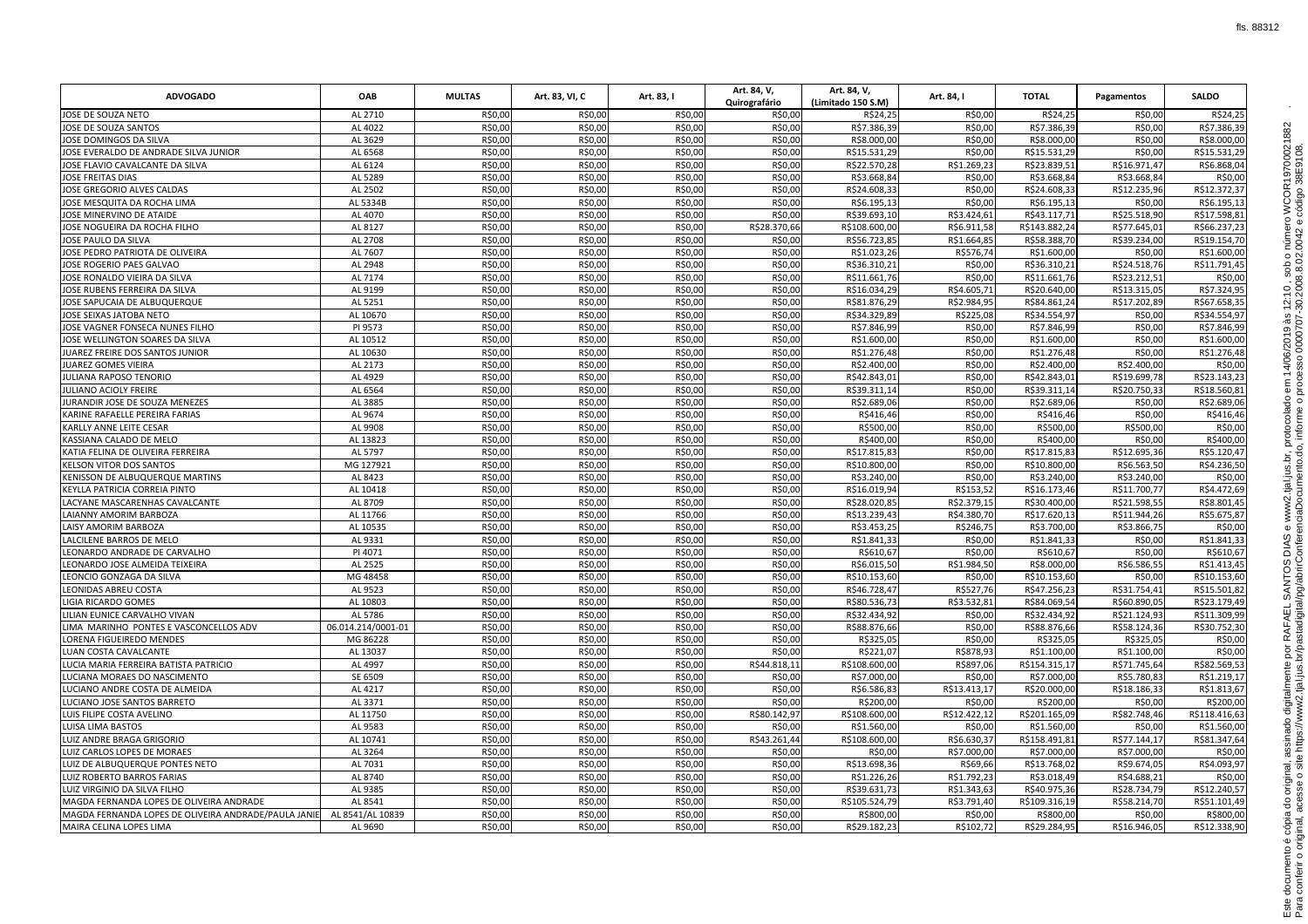| ADVOGADO | OAB | MULTAS | Art. 83, VI, C | Art. 83, I | Art. 84, V, Quirografário | Art. 84, V, (Limitado 150 S.M) | Art. 84, I | TOTAL | Pagamentos | SALDO |
|---|---|---|---|---|---|---|---|---|---|---|
| JOSE DE SOUZA NETO | AL 2710 | R$0,00 | R$0,00 | R$0,00 | R$0,00 | R$24,25 | R$0,00 | R$24,25 | R$0,00 | R$24,25 |
| JOSE DE SOUZA SANTOS | AL 4022 | R$0,00 | R$0,00 | R$0,00 | R$0,00 | R$7.386,39 | R$0,00 | R$7.386,39 | R$0,00 | R$7.386,39 |
| JOSE DOMINGOS DA SILVA | AL 3629 | R$0,00 | R$0,00 | R$0,00 | R$0,00 | R$8.000,00 | R$0,00 | R$8.000,00 | R$0,00 | R$8.000,00 |
| JOSE EVERALDO DE ANDRADE SILVA JUNIOR | AL 6568 | R$0,00 | R$0,00 | R$0,00 | R$0,00 | R$15.531,29 | R$0,00 | R$15.531,29 | R$0,00 | R$15.531,29 |
| JOSE FLAVIO CAVALCANTE DA SILVA | AL 6124 | R$0,00 | R$0,00 | R$0,00 | R$0,00 | R$22.570,28 | R$1.269,23 | R$23.839,51 | R$16.971,47 | R$6.868,04 |
| JOSE FREITAS DIAS | AL 5289 | R$0,00 | R$0,00 | R$0,00 | R$0,00 | R$3.668,84 | R$0,00 | R$3.668,84 | R$3.668,84 | R$0,00 |
| JOSE GREGORIO ALVES CALDAS | AL 2502 | R$0,00 | R$0,00 | R$0,00 | R$0,00 | R$24.608,33 | R$0,00 | R$24.608,33 | R$12.235,96 | R$12.372,37 |
| JOSE MESQUITA DA ROCHA LIMA | AL 5334B | R$0,00 | R$0,00 | R$0,00 | R$0,00 | R$6.195,13 | R$0,00 | R$6.195,13 | R$0,00 | R$6.195,13 |
| JOSE MINERVINO DE ATAIDE | AL 4070 | R$0,00 | R$0,00 | R$0,00 | R$0,00 | R$39.693,10 | R$3.424,61 | R$43.117,71 | R$25.518,90 | R$17.598,81 |
| JOSE NOGUEIRA DA ROCHA FILHO | AL 8127 | R$0,00 | R$0,00 | R$0,00 | R$28.370,66 | R$108.600,00 | R$6.911,58 | R$143.882,24 | R$77.645,01 | R$66.237,23 |
| JOSE PAULO DA SILVA | AL 2708 | R$0,00 | R$0,00 | R$0,00 | R$0,00 | R$56.723,85 | R$1.664,85 | R$58.388,70 | R$39.234,00 | R$19.154,70 |
| JOSE PEDRO PATRIOTA DE OLIVEIRA | AL 7607 | R$0,00 | R$0,00 | R$0,00 | R$0,00 | R$1.023,26 | R$576,74 | R$1.600,00 | R$0,00 | R$1.600,00 |
| JOSE ROGERIO PAES GALVAO | AL 2948 | R$0,00 | R$0,00 | R$0,00 | R$0,00 | R$36.310,21 | R$0,00 | R$36.310,21 | R$24.518,76 | R$11.791,45 |
| JOSE RONALDO VIEIRA DA SILVA | AL 7174 | R$0,00 | R$0,00 | R$0,00 | R$0,00 | R$11.661,76 | R$0,00 | R$11.661,76 | R$23.212,51 | R$0,00 |
| JOSE RUBENS FERREIRA DA SILVA | AL 9199 | R$0,00 | R$0,00 | R$0,00 | R$0,00 | R$16.034,29 | R$4.605,71 | R$20.640,00 | R$13.315,05 | R$7.324,95 |
| JOSE SAPUCAIA DE ALBUQUERQUE | AL 5251 | R$0,00 | R$0,00 | R$0,00 | R$0,00 | R$81.876,29 | R$2.984,95 | R$84.861,24 | R$17.202,89 | R$67.658,35 |
| JOSE SEIXAS JATOBA NETO | AL 10670 | R$0,00 | R$0,00 | R$0,00 | R$0,00 | R$34.329,89 | R$225,08 | R$34.554,97 | R$0,00 | R$34.554,97 |
| JOSE VAGNER FONSECA NUNES FILHO | PI 9573 | R$0,00 | R$0,00 | R$0,00 | R$0,00 | R$7.846,99 | R$0,00 | R$7.846,99 | R$0,00 | R$7.846,99 |
| JOSE WELLINGTON SOARES DA SILVA | AL 10512 | R$0,00 | R$0,00 | R$0,00 | R$0,00 | R$1.600,00 | R$0,00 | R$1.600,00 | R$0,00 | R$1.600,00 |
| JUAREZ FREIRE DOS SANTOS JUNIOR | AL 10630 | R$0,00 | R$0,00 | R$0,00 | R$0,00 | R$1.276,48 | R$0,00 | R$1.276,48 | R$0,00 | R$1.276,48 |
| JUAREZ GOMES VIEIRA | AL 2173 | R$0,00 | R$0,00 | R$0,00 | R$0,00 | R$2.400,00 | R$0,00 | R$2.400,00 | R$2.400,00 | R$0,00 |
| JULIANA RAPOSO TENORIO | AL 4929 | R$0,00 | R$0,00 | R$0,00 | R$0,00 | R$42.843,01 | R$0,00 | R$42.843,01 | R$19.699,78 | R$23.143,23 |
| JULIANO ACIOLY FREIRE | AL 6564 | R$0,00 | R$0,00 | R$0,00 | R$0,00 | R$39.311,14 | R$0,00 | R$39.311,14 | R$20.750,33 | R$18.560,81 |
| JURANDIR JOSE DE SOUZA MENEZES | AL 3885 | R$0,00 | R$0,00 | R$0,00 | R$0,00 | R$2.689,06 | R$0,00 | R$2.689,06 | R$0,00 | R$2.689,06 |
| KARINE RAFAELLE PEREIRA FARIAS | AL 9674 | R$0,00 | R$0,00 | R$0,00 | R$0,00 | R$416,46 | R$0,00 | R$416,46 | R$0,00 | R$416,46 |
| KARLLY ANNE LEITE CESAR | AL 9908 | R$0,00 | R$0,00 | R$0,00 | R$0,00 | R$500,00 | R$0,00 | R$500,00 | R$500,00 | R$0,00 |
| KASSIANA CALADO DE MELO | AL 13823 | R$0,00 | R$0,00 | R$0,00 | R$0,00 | R$400,00 | R$0,00 | R$400,00 | R$0,00 | R$400,00 |
| KATIA FELINA DE OLIVEIRA FERREIRA | AL 5797 | R$0,00 | R$0,00 | R$0,00 | R$0,00 | R$17.815,83 | R$0,00 | R$17.815,83 | R$12.695,36 | R$5.120,47 |
| KELSON VITOR DOS SANTOS | MG 127921 | R$0,00 | R$0,00 | R$0,00 | R$0,00 | R$10.800,00 | R$0,00 | R$10.800,00 | R$6.563,50 | R$4.236,50 |
| KENISSON DE ALBUQUERQUE MARTINS | AL 8423 | R$0,00 | R$0,00 | R$0,00 | R$0,00 | R$3.240,00 | R$0,00 | R$3.240,00 | R$3.240,00 | R$0,00 |
| KEYLLA PATRICIA CORREIA PINTO | AL 10418 | R$0,00 | R$0,00 | R$0,00 | R$0,00 | R$16.019,94 | R$153,52 | R$16.173,46 | R$11.700,77 | R$4.472,69 |
| LACYANE MASCARENHAS CAVALCANTE | AL 8709 | R$0,00 | R$0,00 | R$0,00 | R$0,00 | R$28.020,85 | R$2.379,15 | R$30.400,00 | R$21.598,55 | R$8.801,45 |
| LAIANNY AMORIM BARBOZA | AL 11766 | R$0,00 | R$0,00 | R$0,00 | R$0,00 | R$13.239,43 | R$4.380,70 | R$17.620,13 | R$11.944,26 | R$5.675,87 |
| LAISY AMORIM BARBOZA | AL 10535 | R$0,00 | R$0,00 | R$0,00 | R$0,00 | R$3.453,25 | R$246,75 | R$3.700,00 | R$3.866,75 | R$0,00 |
| LALCILENE BARROS DE MELO | AL 9331 | R$0,00 | R$0,00 | R$0,00 | R$0,00 | R$1.841,33 | R$0,00 | R$1.841,33 | R$0,00 | R$1.841,33 |
| LEONARDO ANDRADE DE CARVALHO | PI 4071 | R$0,00 | R$0,00 | R$0,00 | R$0,00 | R$610,67 | R$0,00 | R$610,67 | R$0,00 | R$610,67 |
| LEONARDO JOSE ALMEIDA TEIXEIRA | AL 2525 | R$0,00 | R$0,00 | R$0,00 | R$0,00 | R$6.015,50 | R$1.984,50 | R$8.000,00 | R$6.586,55 | R$1.413,45 |
| LEONCIO GONZAGA DA SILVA | MG 48458 | R$0,00 | R$0,00 | R$0,00 | R$0,00 | R$10.153,60 | R$0,00 | R$10.153,60 | R$0,00 | R$10.153,60 |
| LEONIDAS ABREU COSTA | AL 9523 | R$0,00 | R$0,00 | R$0,00 | R$0,00 | R$46.728,47 | R$527,76 | R$47.256,23 | R$31.754,41 | R$15.501,82 |
| LIGIA RICARDO GOMES | AL 10803 | R$0,00 | R$0,00 | R$0,00 | R$0,00 | R$80.536,73 | R$3.532,81 | R$84.069,54 | R$60.890,05 | R$23.179,49 |
| LILIAN EUNICE CARVALHO VIVAN | AL 5786 | R$0,00 | R$0,00 | R$0,00 | R$0,00 | R$32.434,92 | R$0,00 | R$32.434,92 | R$21.124,93 | R$11.309,99 |
| LIMA MARINHO PONTES E VASCONCELLOS ADV | 06.014.214/0001-01 | R$0,00 | R$0,00 | R$0,00 | R$0,00 | R$88.876,66 | R$0,00 | R$88.876,66 | R$58.124,36 | R$30.752,30 |
| LORENA FIGUEIREDO MENDES | MG 86228 | R$0,00 | R$0,00 | R$0,00 | R$0,00 | R$325,05 | R$0,00 | R$325,05 | R$325,05 | R$0,00 |
| LUAN COSTA CAVALCANTE | AL 13037 | R$0,00 | R$0,00 | R$0,00 | R$0,00 | R$221,07 | R$878,93 | R$1.100,00 | R$1.100,00 | R$0,00 |
| LUCIA MARIA FERREIRA BATISTA PATRICIO | AL 4997 | R$0,00 | R$0,00 | R$0,00 | R$44.818,11 | R$108.600,00 | R$897,06 | R$154.315,17 | R$71.745,64 | R$82.569,53 |
| LUCIANA MORAES DO NASCIMENTO | SE 6509 | R$0,00 | R$0,00 | R$0,00 | R$0,00 | R$7.000,00 | R$0,00 | R$7.000,00 | R$5.780,83 | R$1.219,17 |
| LUCIANO ANDRE COSTA DE ALMEIDA | AL 4217 | R$0,00 | R$0,00 | R$0,00 | R$0,00 | R$6.586,83 | R$13.413,17 | R$20.000,00 | R$18.186,33 | R$1.813,67 |
| LUCIANO JOSE SANTOS BARRETO | AL 3371 | R$0,00 | R$0,00 | R$0,00 | R$0,00 | R$200,00 | R$0,00 | R$200,00 | R$0,00 | R$200,00 |
| LUIS FILIPE COSTA AVELINO | AL 11750 | R$0,00 | R$0,00 | R$0,00 | R$80.142,97 | R$108.600,00 | R$12.422,12 | R$201.165,09 | R$82.748,46 | R$118.416,63 |
| LUISA LIMA BASTOS | AL 9583 | R$0,00 | R$0,00 | R$0,00 | R$0,00 | R$1.560,00 | R$0,00 | R$1.560,00 | R$0,00 | R$1.560,00 |
| LUIZ ANDRE BRAGA GRIGORIO | AL 10741 | R$0,00 | R$0,00 | R$0,00 | R$43.261,44 | R$108.600,00 | R$6.630,37 | R$158.491,81 | R$77.144,17 | R$81.347,64 |
| LUIZ CARLOS LOPES DE MORAES | AL 3264 | R$0,00 | R$0,00 | R$0,00 | R$0,00 | R$0,00 | R$7.000,00 | R$7.000,00 | R$7.000,00 | R$0,00 |
| LUIZ DE ALBUQUERQUE PONTES NETO | AL 7031 | R$0,00 | R$0,00 | R$0,00 | R$0,00 | R$13.698,36 | R$69,66 | R$13.768,02 | R$9.674,05 | R$4.093,97 |
| LUIZ ROBERTO BARROS FARIAS | AL 8740 | R$0,00 | R$0,00 | R$0,00 | R$0,00 | R$1.226,26 | R$1.792,23 | R$3.018,49 | R$4.688,21 | R$0,00 |
| LUIZ VIRGINIO DA SILVA FILHO | AL 9385 | R$0,00 | R$0,00 | R$0,00 | R$0,00 | R$39.631,73 | R$1.343,63 | R$40.975,36 | R$28.734,79 | R$12.240,57 |
| MAGDA FERNANDA LOPES DE OLIVEIRA ANDRADE | AL 8541 | R$0,00 | R$0,00 | R$0,00 | R$0,00 | R$105.524,79 | R$3.791,40 | R$109.316,19 | R$58.214,70 | R$51.101,49 |
| MAGDA FERNANDA LOPES DE OLIVEIRA ANDRADE/PAULA JANIE | AL 8541/AL 10839 | R$0,00 | R$0,00 | R$0,00 | R$0,00 | R$800,00 | R$0,00 | R$800,00 | R$0,00 | R$800,00 |
| MAIRA CELINA LOPES LIMA | AL 9690 | R$0,00 | R$0,00 | R$0,00 | R$0,00 | R$29.182,23 | R$102,72 | R$29.284,95 | R$16.946,05 | R$12.338,90 |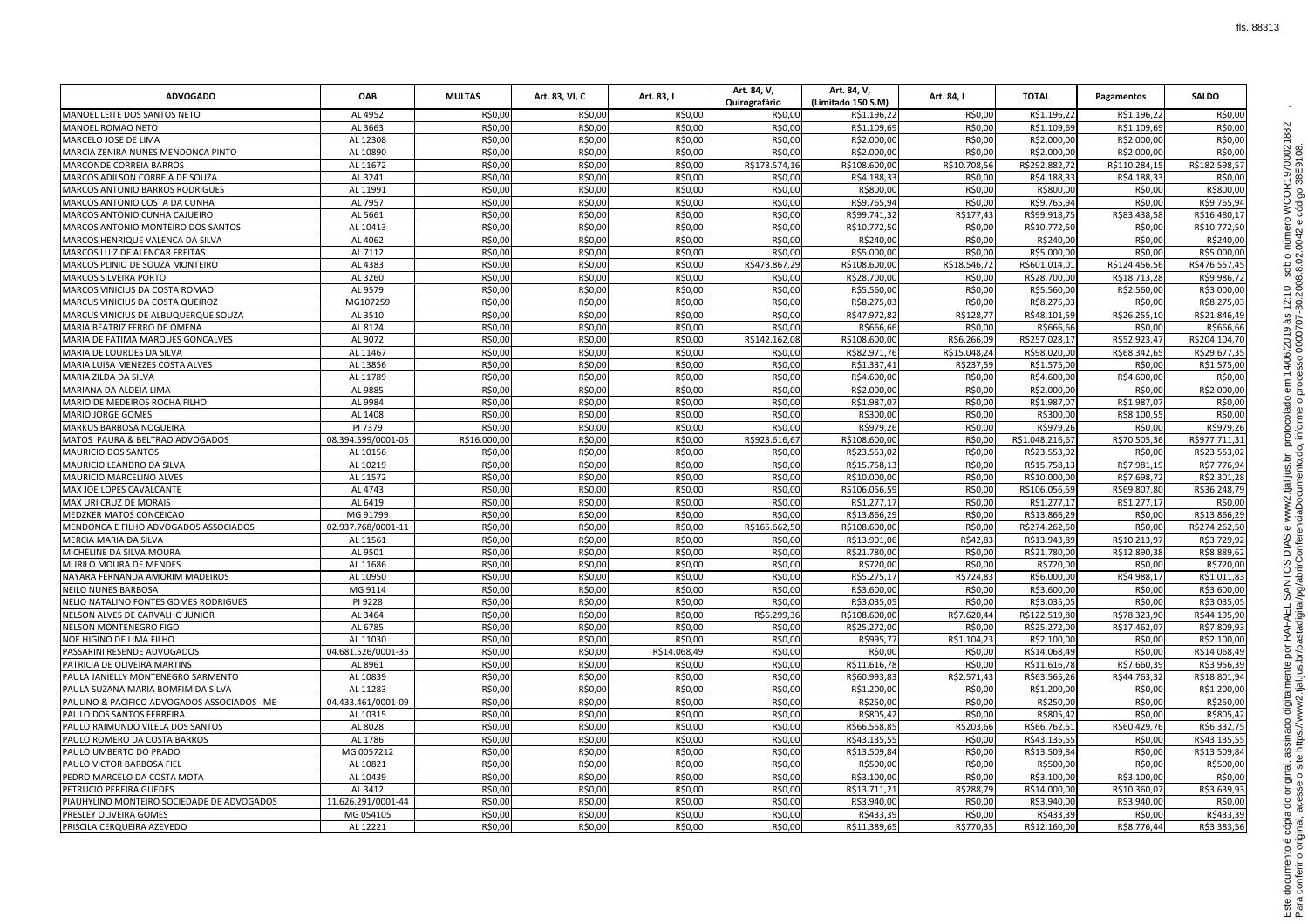| ADVOGADO | OAB | MULTAS | Art. 83, VI, C | Art. 83, I | Art. 84, V, Quirografário | Art. 84, V, (Limitado 150 S.M) | Art. 84, I | TOTAL | Pagamentos | SALDO |
|---|---|---|---|---|---|---|---|---|---|---|
| MANOEL LEITE DOS SANTOS NETO | AL 4952 | R$0,00 | R$0,00 | R$0,00 | R$0,00 | R$1.196,22 | R$0,00 | R$1.196,22 | R$1.196,22 | R$0,00 |
| MANOEL ROMAO NETO | AL 3663 | R$0,00 | R$0,00 | R$0,00 | R$0,00 | R$1.109,69 | R$0,00 | R$1.109,69 | R$1.109,69 | R$0,00 |
| MARCELO JOSE DE LIMA | AL 12308 | R$0,00 | R$0,00 | R$0,00 | R$0,00 | R$2.000,00 | R$0,00 | R$2.000,00 | R$2.000,00 | R$0,00 |
| MARCIA ZENIRA NUNES MENDONCA PINTO | AL 10890 | R$0,00 | R$0,00 | R$0,00 | R$0,00 | R$2.000,00 | R$0,00 | R$2.000,00 | R$2.000,00 | R$0,00 |
| MARCONDE CORREIA BARROS | AL 11672 | R$0,00 | R$0,00 | R$0,00 | R$173.574,16 | R$108.600,00 | R$10.708,56 | R$292.882,72 | R$110.284,15 | R$182.598,57 |
| MARCOS ADILSON CORREIA DE SOUZA | AL 3241 | R$0,00 | R$0,00 | R$0,00 | R$0,00 | R$4.188,33 | R$0,00 | R$4.188,33 | R$4.188,33 | R$0,00 |
| MARCOS ANTONIO BARROS RODRIGUES | AL 11991 | R$0,00 | R$0,00 | R$0,00 | R$0,00 | R$800,00 | R$0,00 | R$800,00 | R$0,00 | R$800,00 |
| MARCOS ANTONIO COSTA DA CUNHA | AL 7957 | R$0,00 | R$0,00 | R$0,00 | R$0,00 | R$9.765,94 | R$0,00 | R$9.765,94 | R$0,00 | R$9.765,94 |
| MARCOS ANTONIO CUNHA CAJUEIRO | AL 5661 | R$0,00 | R$0,00 | R$0,00 | R$0,00 | R$99.741,32 | R$177,43 | R$99.918,75 | R$83.438,58 | R$16.480,17 |
| MARCOS ANTONIO MONTEIRO DOS SANTOS | AL 10413 | R$0,00 | R$0,00 | R$0,00 | R$0,00 | R$10.772,50 | R$0,00 | R$10.772,50 | R$0,00 | R$10.772,50 |
| MARCOS HENRIQUE VALENCA DA SILVA | AL 4062 | R$0,00 | R$0,00 | R$0,00 | R$0,00 | R$240,00 | R$0,00 | R$240,00 | R$0,00 | R$240,00 |
| MARCOS LUIZ DE ALENCAR FREITAS | AL 7112 | R$0,00 | R$0,00 | R$0,00 | R$0,00 | R$5.000,00 | R$0,00 | R$5.000,00 | R$0,00 | R$5.000,00 |
| MARCOS PLINIO DE SOUZA MONTEIRO | AL 4383 | R$0,00 | R$0,00 | R$0,00 | R$473.867,29 | R$108.600,00 | R$18.546,72 | R$601.014,01 | R$124.456,56 | R$476.557,45 |
| MARCOS SILVEIRA PORTO | AL 3260 | R$0,00 | R$0,00 | R$0,00 | R$0,00 | R$28.700,00 | R$0,00 | R$28.700,00 | R$18.713,28 | R$9.986,72 |
| MARCOS VINICIUS DA COSTA ROMAO | AL 9579 | R$0,00 | R$0,00 | R$0,00 | R$0,00 | R$5.560,00 | R$0,00 | R$5.560,00 | R$2.560,00 | R$3.000,00 |
| MARCUS VINICIUS DA COSTA QUEIROZ | MG107259 | R$0,00 | R$0,00 | R$0,00 | R$0,00 | R$8.275,03 | R$0,00 | R$8.275,03 | R$0,00 | R$8.275,03 |
| MARCUS VINICIUS DE ALBUQUERQUE SOUZA | AL 3510 | R$0,00 | R$0,00 | R$0,00 | R$0,00 | R$47.972,82 | R$128,77 | R$48.101,59 | R$26.255,10 | R$21.846,49 |
| MARIA BEATRIZ FERRO DE OMENA | AL 8124 | R$0,00 | R$0,00 | R$0,00 | R$0,00 | R$666,66 | R$0,00 | R$666,66 | R$0,00 | R$666,66 |
| MARIA DE FATIMA MARQUES GONCALVES | AL 9072 | R$0,00 | R$0,00 | R$0,00 | R$142.162,08 | R$108.600,00 | R$6.266,09 | R$257.028,17 | R$52.923,47 | R$204.104,70 |
| MARIA DE LOURDES DA SILVA | AL 11467 | R$0,00 | R$0,00 | R$0,00 | R$0,00 | R$82.971,76 | R$15.048,24 | R$98.020,00 | R$68.342,65 | R$29.677,35 |
| MARIA LUISA MENEZES COSTA ALVES | AL 13856 | R$0,00 | R$0,00 | R$0,00 | R$0,00 | R$1.337,41 | R$237,59 | R$1.575,00 | R$0,00 | R$1.575,00 |
| MARIA ZILDA DA SILVA | AL 11789 | R$0,00 | R$0,00 | R$0,00 | R$0,00 | R$4.600,00 | R$0,00 | R$4.600,00 | R$4.600,00 | R$0,00 |
| MARIANA DA ALDEIA LIMA | AL 9885 | R$0,00 | R$0,00 | R$0,00 | R$0,00 | R$2.000,00 | R$0,00 | R$2.000,00 | R$0,00 | R$2.000,00 |
| MARIO DE MEDEIROS ROCHA FILHO | AL 9984 | R$0,00 | R$0,00 | R$0,00 | R$0,00 | R$1.987,07 | R$0,00 | R$1.987,07 | R$1.987,07 | R$0,00 |
| MARIO JORGE GOMES | AL 1408 | R$0,00 | R$0,00 | R$0,00 | R$0,00 | R$300,00 | R$0,00 | R$300,00 | R$8.100,55 | R$0,00 |
| MARKUS BARBOSA NOGUEIRA | PI 7379 | R$0,00 | R$0,00 | R$0,00 | R$0,00 | R$979,26 | R$0,00 | R$979,26 | R$0,00 | R$979,26 |
| MATOS PAURA & BELTRAO ADVOGADOS | 08.394.599/0001-05 | R$16.000,00 | R$0,00 | R$0,00 | R$923.616,67 | R$108.600,00 | R$0,00 | R$1.048.216,67 | R$70.505,36 | R$977.711,31 |
| MAURICIO DOS SANTOS | AL 10156 | R$0,00 | R$0,00 | R$0,00 | R$0,00 | R$23.553,02 | R$0,00 | R$23.553,02 | R$0,00 | R$23.553,02 |
| MAURICIO LEANDRO DA SILVA | AL 10219 | R$0,00 | R$0,00 | R$0,00 | R$0,00 | R$15.758,13 | R$0,00 | R$15.758,13 | R$7.981,19 | R$7.776,94 |
| MAURICIO MARCELINO ALVES | AL 11572 | R$0,00 | R$0,00 | R$0,00 | R$0,00 | R$10.000,00 | R$0,00 | R$10.000,00 | R$7.698,72 | R$2.301,28 |
| MAX JOE LOPES CAVALCANTE | AL 4743 | R$0,00 | R$0,00 | R$0,00 | R$0,00 | R$106.056,59 | R$0,00 | R$106.056,59 | R$69.807,80 | R$36.248,79 |
| MAX URI CRUZ DE MORAIS | AL 6419 | R$0,00 | R$0,00 | R$0,00 | R$0,00 | R$1.277,17 | R$0,00 | R$1.277,17 | R$1.277,17 | R$0,00 |
| MEDZKER MATOS CONCEICAO | MG 91799 | R$0,00 | R$0,00 | R$0,00 | R$0,00 | R$13.866,29 | R$0,00 | R$13.866,29 | R$0,00 | R$13.866,29 |
| MENDONCA E FILHO ADVOGADOS ASSOCIADOS | 02.937.768/0001-11 | R$0,00 | R$0,00 | R$0,00 | R$165.662,50 | R$108.600,00 | R$0,00 | R$274.262,50 | R$0,00 | R$274.262,50 |
| MERCIA MARIA DA SILVA | AL 11561 | R$0,00 | R$0,00 | R$0,00 | R$0,00 | R$13.901,06 | R$42,83 | R$13.943,89 | R$10.213,97 | R$3.729,92 |
| MICHELINE DA SILVA MOURA | AL 9501 | R$0,00 | R$0,00 | R$0,00 | R$0,00 | R$21.780,00 | R$0,00 | R$21.780,00 | R$12.890,38 | R$8.889,62 |
| MURILO MOURA DE MENDES | AL 11686 | R$0,00 | R$0,00 | R$0,00 | R$0,00 | R$720,00 | R$0,00 | R$720,00 | R$0,00 | R$720,00 |
| NAYARA FERNANDA AMORIM MADEIROS | AL 10950 | R$0,00 | R$0,00 | R$0,00 | R$0,00 | R$5.275,17 | R$724,83 | R$6.000,00 | R$4.988,17 | R$1.011,83 |
| NEILO NUNES BARBOSA | MG 9114 | R$0,00 | R$0,00 | R$0,00 | R$0,00 | R$3.600,00 | R$0,00 | R$3.600,00 | R$0,00 | R$3.600,00 |
| NELIO NATALINO FONTES GOMES RODRIGUES | PI 9228 | R$0,00 | R$0,00 | R$0,00 | R$0,00 | R$3.035,05 | R$0,00 | R$3.035,05 | R$0,00 | R$3.035,05 |
| NELSON ALVES DE CARVALHO JUNIOR | AL 3464 | R$0,00 | R$0,00 | R$0,00 | R$6.299,36 | R$108.600,00 | R$7.620,44 | R$122.519,80 | R$78.323,90 | R$44.195,90 |
| NELSON MONTENEGRO FIGO | AL 6785 | R$0,00 | R$0,00 | R$0,00 | R$0,00 | R$25.272,00 | R$0,00 | R$25.272,00 | R$17.462,07 | R$7.809,93 |
| NOE HIGINO DE LIMA FILHO | AL 11030 | R$0,00 | R$0,00 | R$0,00 | R$0,00 | R$995,77 | R$1.104,23 | R$2.100,00 | R$0,00 | R$2.100,00 |
| PASSARINI RESENDE ADVOGADOS | 04.681.526/0001-35 | R$0,00 | R$0,00 | R$14.068,49 | R$0,00 | R$0,00 | R$0,00 | R$14.068,49 | R$0,00 | R$14.068,49 |
| PATRICIA DE OLIVEIRA MARTINS | AL 8961 | R$0,00 | R$0,00 | R$0,00 | R$0,00 | R$11.616,78 | R$0,00 | R$11.616,78 | R$7.660,39 | R$3.956,39 |
| PAULA JANIELLY MONTENEGRO SARMENTO | AL 10839 | R$0,00 | R$0,00 | R$0,00 | R$0,00 | R$60.993,83 | R$2.571,43 | R$63.565,26 | R$44.763,32 | R$18.801,94 |
| PAULA SUZANA MARIA BOMFIM DA SILVA | AL 11283 | R$0,00 | R$0,00 | R$0,00 | R$0,00 | R$1.200,00 | R$0,00 | R$1.200,00 | R$0,00 | R$1.200,00 |
| PAULINO & PACIFICO ADVOGADOS ASSOCIADOS ME | 04.433.461/0001-09 | R$0,00 | R$0,00 | R$0,00 | R$0,00 | R$250,00 | R$0,00 | R$250,00 | R$0,00 | R$250,00 |
| PAULO DOS SANTOS FERREIRA | AL 10315 | R$0,00 | R$0,00 | R$0,00 | R$0,00 | R$805,42 | R$0,00 | R$805,42 | R$0,00 | R$805,42 |
| PAULO RAIMUNDO VILELA DOS SANTOS | AL 8028 | R$0,00 | R$0,00 | R$0,00 | R$0,00 | R$66.558,85 | R$203,66 | R$66.762,51 | R$60.429,76 | R$6.332,75 |
| PAULO ROMERO DA COSTA BARROS | AL 1786 | R$0,00 | R$0,00 | R$0,00 | R$0,00 | R$43.135,55 | R$0,00 | R$43.135,55 | R$0,00 | R$43.135,55 |
| PAULO UMBERTO DO PRADO | MG 0057212 | R$0,00 | R$0,00 | R$0,00 | R$0,00 | R$13.509,84 | R$0,00 | R$13.509,84 | R$0,00 | R$13.509,84 |
| PAULO VICTOR BARBOSA FIEL | AL 10821 | R$0,00 | R$0,00 | R$0,00 | R$0,00 | R$500,00 | R$0,00 | R$500,00 | R$0,00 | R$500,00 |
| PEDRO MARCELO DA COSTA MOTA | AL 10439 | R$0,00 | R$0,00 | R$0,00 | R$0,00 | R$3.100,00 | R$0,00 | R$3.100,00 | R$3.100,00 | R$0,00 |
| PETRUCIO PEREIRA GUEDES | AL 3412 | R$0,00 | R$0,00 | R$0,00 | R$0,00 | R$13.711,21 | R$288,79 | R$14.000,00 | R$10.360,07 | R$3.639,93 |
| PIAUHYLINO MONTEIRO SOCIEDADE DE ADVOGADOS | 11.626.291/0001-44 | R$0,00 | R$0,00 | R$0,00 | R$0,00 | R$3.940,00 | R$0,00 | R$3.940,00 | R$3.940,00 | R$0,00 |
| PRESLEY OLIVEIRA GOMES | MG 054105 | R$0,00 | R$0,00 | R$0,00 | R$0,00 | R$433,39 | R$0,00 | R$433,39 | R$0,00 | R$433,39 |
| PRISCILA CERQUEIRA AZEVEDO | AL 12221 | R$0,00 | R$0,00 | R$0,00 | R$0,00 | R$11.389,65 | R$770,35 | R$12.160,00 | R$8.776,44 | R$3.383,56 |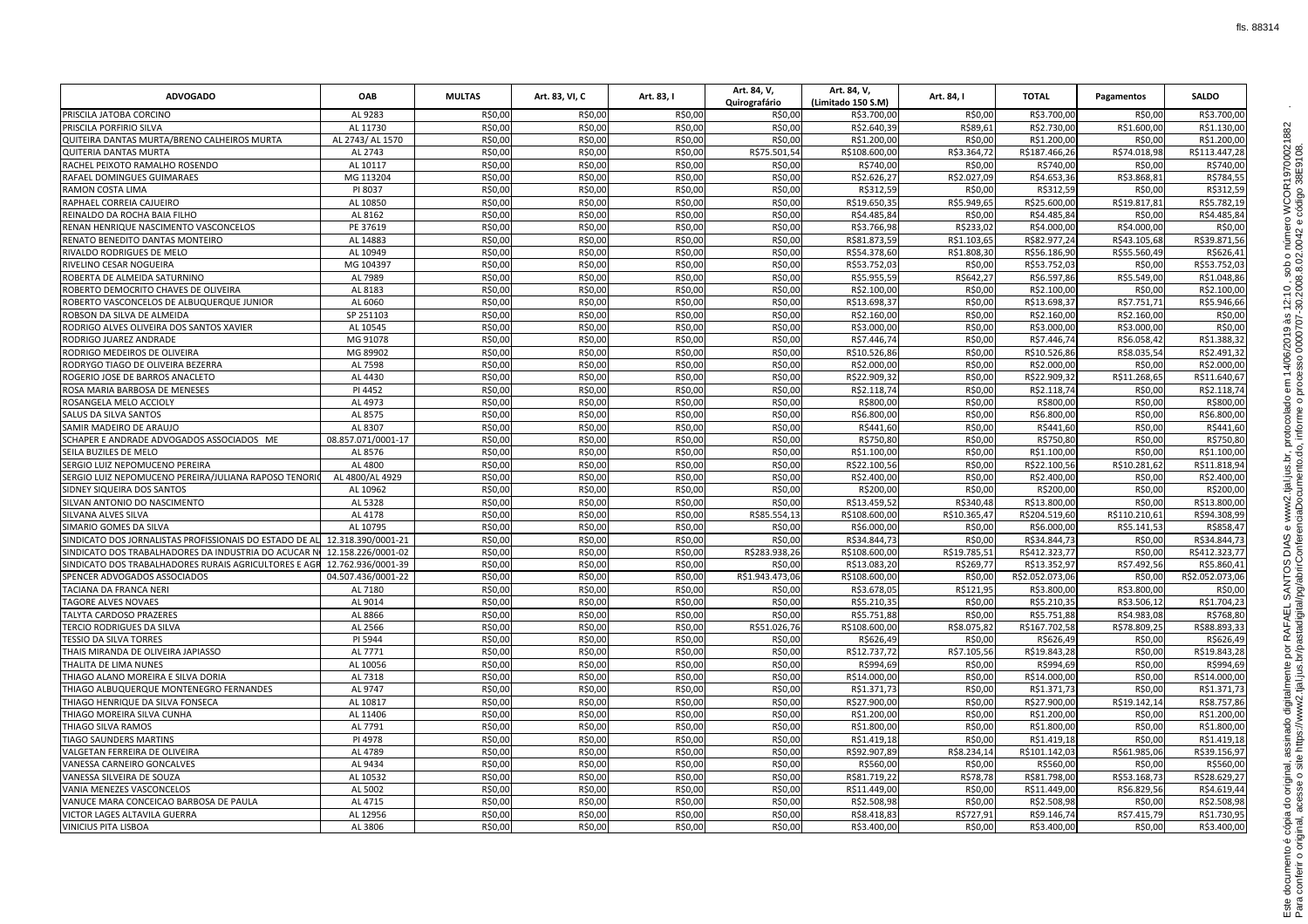| ADVOGADO | OAB | MULTAS | Art. 83, VI, C | Art. 83, I | Art. 84, V, Quirografário | Art. 84, V, (Limitado 150 S.M) | Art. 84, I | TOTAL | Pagamentos | SALDO |
|---|---|---|---|---|---|---|---|---|---|---|
| PRISCILA JATOBA CORCINO | AL 9283 | R$0,00 | R$0,00 | R$0,00 | R$0,00 | R$3.700,00 | R$0,00 | R$3.700,00 | R$0,00 | R$3.700,00 |
| PRISCILA PORFIRIO SILVA | AL 11730 | R$0,00 | R$0,00 | R$0,00 | R$0,00 | R$2.640,39 | R$89,61 | R$2.730,00 | R$1.600,00 | R$1.130,00 |
| QUITERIA DANTAS MURTA/BRENO CALHEIROS MURTA | AL 2743/ AL 1570 | R$0,00 | R$0,00 | R$0,00 | R$0,00 | R$1.200,00 | R$0,00 | R$1.200,00 | R$0,00 | R$1.200,00 |
| QUITERIA DANTAS MURTA | AL 2743 | R$0,00 | R$0,00 | R$0,00 | R$75.501,54 | R$108.600,00 | R$3.364,72 | R$187.466,26 | R$74.018,98 | R$113.447,28 |
| RACHEL PEIXOTO RAMALHO ROSENDO | AL 10117 | R$0,00 | R$0,00 | R$0,00 | R$0,00 | R$740,00 | R$0,00 | R$740,00 | R$0,00 | R$740,00 |
| RAFAEL DOMINGUES GUIMARAES | MG 113204 | R$0,00 | R$0,00 | R$0,00 | R$0,00 | R$2.626,27 | R$2.027,09 | R$4.653,36 | R$3.868,81 | R$784,55 |
| RAMON COSTA LIMA | PI 8037 | R$0,00 | R$0,00 | R$0,00 | R$0,00 | R$312,59 | R$0,00 | R$312,59 | R$0,00 | R$312,59 |
| RAPHAEL CORREIA CAJUEIRO | AL 10850 | R$0,00 | R$0,00 | R$0,00 | R$0,00 | R$19.650,35 | R$5.949,65 | R$25.600,00 | R$19.817,81 | R$5.782,19 |
| REINALDO DA ROCHA BAIA FILHO | AL 8162 | R$0,00 | R$0,00 | R$0,00 | R$0,00 | R$4.485,84 | R$0,00 | R$4.485,84 | R$0,00 | R$4.485,84 |
| RENAN HENRIQUE NASCIMENTO VASCONCELOS | PE 37619 | R$0,00 | R$0,00 | R$0,00 | R$0,00 | R$3.766,98 | R$233,02 | R$4.000,00 | R$4.000,00 | R$0,00 |
| RENATO BENEDITO DANTAS MONTEIRO | AL 14883 | R$0,00 | R$0,00 | R$0,00 | R$0,00 | R$81.873,59 | R$1.103,65 | R$82.977,24 | R$43.105,68 | R$39.871,56 |
| RIVALDO RODRIGUES DE MELO | AL 10949 | R$0,00 | R$0,00 | R$0,00 | R$0,00 | R$54.378,60 | R$1.808,30 | R$56.186,90 | R$55.560,49 | R$626,41 |
| RIVELINO CESAR NOGUEIRA | MG 104397 | R$0,00 | R$0,00 | R$0,00 | R$0,00 | R$53.752,03 | R$0,00 | R$53.752,03 | R$0,00 | R$53.752,03 |
| ROBERTA DE ALMEIDA SATURNINO | AL 7989 | R$0,00 | R$0,00 | R$0,00 | R$0,00 | R$5.955,59 | R$642,27 | R$6.597,86 | R$5.549,00 | R$1.048,86 |
| ROBERTO DEMOCRITO CHAVES DE OLIVEIRA | AL 8183 | R$0,00 | R$0,00 | R$0,00 | R$0,00 | R$2.100,00 | R$0,00 | R$2.100,00 | R$0,00 | R$2.100,00 |
| ROBERTO VASCONCELOS DE ALBUQUERQUE JUNIOR | AL 6060 | R$0,00 | R$0,00 | R$0,00 | R$0,00 | R$13.698,37 | R$0,00 | R$13.698,37 | R$7.751,71 | R$5.946,66 |
| ROBSON DA SILVA DE ALMEIDA | SP 251103 | R$0,00 | R$0,00 | R$0,00 | R$0,00 | R$2.160,00 | R$0,00 | R$2.160,00 | R$2.160,00 | R$0,00 |
| RODRIGO ALVES OLIVEIRA DOS SANTOS XAVIER | AL 10545 | R$0,00 | R$0,00 | R$0,00 | R$0,00 | R$3.000,00 | R$0,00 | R$3.000,00 | R$3.000,00 | R$0,00 |
| RODRIGO JUAREZ ANDRADE | MG 91078 | R$0,00 | R$0,00 | R$0,00 | R$0,00 | R$7.446,74 | R$0,00 | R$7.446,74 | R$6.058,42 | R$1.388,32 |
| RODRIGO MEDEIROS DE OLIVEIRA | MG 89902 | R$0,00 | R$0,00 | R$0,00 | R$0,00 | R$10.526,86 | R$0,00 | R$10.526,86 | R$8.035,54 | R$2.491,32 |
| RODRYGO TIAGO DE OLIVEIRA BEZERRA | AL 7598 | R$0,00 | R$0,00 | R$0,00 | R$0,00 | R$2.000,00 | R$0,00 | R$2.000,00 | R$0,00 | R$2.000,00 |
| ROGERIO JOSE DE BARROS ANACLETO | AL 4430 | R$0,00 | R$0,00 | R$0,00 | R$0,00 | R$22.909,32 | R$0,00 | R$22.909,32 | R$11.268,65 | R$11.640,67 |
| ROSA MARIA BARBOSA DE MENESES | PI 4452 | R$0,00 | R$0,00 | R$0,00 | R$0,00 | R$2.118,74 | R$0,00 | R$2.118,74 | R$0,00 | R$2.118,74 |
| ROSANGELA MELO ACCIOLY | AL 4973 | R$0,00 | R$0,00 | R$0,00 | R$0,00 | R$800,00 | R$0,00 | R$800,00 | R$0,00 | R$800,00 |
| SALUS DA SILVA SANTOS | AL 8575 | R$0,00 | R$0,00 | R$0,00 | R$0,00 | R$6.800,00 | R$0,00 | R$6.800,00 | R$0,00 | R$6.800,00 |
| SAMIR MADEIRO DE ARAUJO | AL 8307 | R$0,00 | R$0,00 | R$0,00 | R$0,00 | R$441,60 | R$0,00 | R$441,60 | R$0,00 | R$441,60 |
| SCHAPER E ANDRADE ADVOGADOS ASSOCIADOS ME | 08.857.071/0001-17 | R$0,00 | R$0,00 | R$0,00 | R$0,00 | R$750,80 | R$0,00 | R$750,80 | R$0,00 | R$750,80 |
| SEILA BUZILES DE MELO | AL 8576 | R$0,00 | R$0,00 | R$0,00 | R$0,00 | R$1.100,00 | R$0,00 | R$1.100,00 | R$0,00 | R$1.100,00 |
| SERGIO LUIZ NEPOMUCENO PEREIRA | AL 4800 | R$0,00 | R$0,00 | R$0,00 | R$0,00 | R$22.100,56 | R$0,00 | R$22.100,56 | R$10.281,62 | R$11.818,94 |
| SERGIO LUIZ NEPOMUCENO PEREIRA/JULIANA RAPOSO TENORIO | AL 4800/AL 4929 | R$0,00 | R$0,00 | R$0,00 | R$0,00 | R$2.400,00 | R$0,00 | R$2.400,00 | R$0,00 | R$2.400,00 |
| SIDNEY SIQUEIRA DOS SANTOS | AL 10962 | R$0,00 | R$0,00 | R$0,00 | R$0,00 | R$200,00 | R$0,00 | R$200,00 | R$0,00 | R$200,00 |
| SILVAN ANTONIO DO NASCIMENTO | AL 5328 | R$0,00 | R$0,00 | R$0,00 | R$0,00 | R$13.459,52 | R$340,48 | R$13.800,00 | R$0,00 | R$13.800,00 |
| SILVANA ALVES SILVA | AL 4178 | R$0,00 | R$0,00 | R$0,00 | R$85.554,13 | R$108.600,00 | R$10.365,47 | R$204.519,60 | R$110.210,61 | R$94.308,99 |
| SIMARIO GOMES DA SILVA | AL 10795 | R$0,00 | R$0,00 | R$0,00 | R$0,00 | R$6.000,00 | R$0,00 | R$6.000,00 | R$5.141,53 | R$858,47 |
| SINDICATO DOS JORNALISTAS PROFISSIONAIS DO ESTADO DE AL | 12.318.390/0001-21 | R$0,00 | R$0,00 | R$0,00 | R$0,00 | R$34.844,73 | R$0,00 | R$34.844,73 | R$0,00 | R$34.844,73 |
| SINDICATO DOS TRABALHADORES DA INDUSTRIA DO ACUCAR N | 12.158.226/0001-02 | R$0,00 | R$0,00 | R$0,00 | R$283.938,26 | R$108.600,00 | R$19.785,51 | R$412.323,77 | R$0,00 | R$412.323,77 |
| SINDICATO DOS TRABALHADORES RURAIS AGRICULTORES E AGR | 12.762.936/0001-39 | R$0,00 | R$0,00 | R$0,00 | R$0,00 | R$13.083,20 | R$269,77 | R$13.352,97 | R$7.492,56 | R$5.860,41 |
| SPENCER ADVOGADOS ASSOCIADOS | 04.507.436/0001-22 | R$0,00 | R$0,00 | R$0,00 | R$1.943.473,06 | R$108.600,00 | R$0,00 | R$2.052.073,06 | R$0,00 | R$2.052.073,06 |
| TACIANA DA FRANCA NERI | AL 7180 | R$0,00 | R$0,00 | R$0,00 | R$0,00 | R$3.678,05 | R$121,95 | R$3.800,00 | R$3.800,00 | R$0,00 |
| TAGORE ALVES NOVAES | AL 9014 | R$0,00 | R$0,00 | R$0,00 | R$0,00 | R$5.210,35 | R$0,00 | R$5.210,35 | R$3.506,12 | R$1.704,23 |
| TALYTA CARDOSO PRAZERES | AL 8866 | R$0,00 | R$0,00 | R$0,00 | R$0,00 | R$5.751,88 | R$0,00 | R$5.751,88 | R$4.983,08 | R$768,80 |
| TERCIO RODRIGUES DA SILVA | AL 2566 | R$0,00 | R$0,00 | R$0,00 | R$51.026,76 | R$108.600,00 | R$8.075,82 | R$167.702,58 | R$78.809,25 | R$88.893,33 |
| TESSIO DA SILVA TORRES | PI 5944 | R$0,00 | R$0,00 | R$0,00 | R$0,00 | R$626,49 | R$0,00 | R$626,49 | R$0,00 | R$626,49 |
| THAIS MIRANDA DE OLIVEIRA JAPIASSO | AL 7771 | R$0,00 | R$0,00 | R$0,00 | R$0,00 | R$12.737,72 | R$7.105,56 | R$19.843,28 | R$0,00 | R$19.843,28 |
| THALITA DE LIMA NUNES | AL 10056 | R$0,00 | R$0,00 | R$0,00 | R$0,00 | R$994,69 | R$0,00 | R$994,69 | R$0,00 | R$994,69 |
| THIAGO ALANO MOREIRA E SILVA DORIA | AL 7318 | R$0,00 | R$0,00 | R$0,00 | R$0,00 | R$14.000,00 | R$0,00 | R$14.000,00 | R$0,00 | R$14.000,00 |
| THIAGO ALBUQUERQUE MONTENEGRO FERNANDES | AL 9747 | R$0,00 | R$0,00 | R$0,00 | R$0,00 | R$1.371,73 | R$0,00 | R$1.371,73 | R$0,00 | R$1.371,73 |
| THIAGO HENRIQUE DA SILVA FONSECA | AL 10817 | R$0,00 | R$0,00 | R$0,00 | R$0,00 | R$27.900,00 | R$0,00 | R$27.900,00 | R$19.142,14 | R$8.757,86 |
| THIAGO MOREIRA SILVA CUNHA | AL 11406 | R$0,00 | R$0,00 | R$0,00 | R$0,00 | R$1.200,00 | R$0,00 | R$1.200,00 | R$0,00 | R$1.200,00 |
| THIAGO SILVA RAMOS | AL 7791 | R$0,00 | R$0,00 | R$0,00 | R$0,00 | R$1.800,00 | R$0,00 | R$1.800,00 | R$0,00 | R$1.800,00 |
| TIAGO SAUNDERS MARTINS | PI 4978 | R$0,00 | R$0,00 | R$0,00 | R$0,00 | R$1.419,18 | R$0,00 | R$1.419,18 | R$0,00 | R$1.419,18 |
| VALGETAN FERREIRA DE OLIVEIRA | AL 4789 | R$0,00 | R$0,00 | R$0,00 | R$0,00 | R$92.907,89 | R$8.234,14 | R$101.142,03 | R$61.985,06 | R$39.156,97 |
| VANESSA CARNEIRO GONCALVES | AL 9434 | R$0,00 | R$0,00 | R$0,00 | R$0,00 | R$560,00 | R$0,00 | R$560,00 | R$0,00 | R$560,00 |
| VANESSA SILVEIRA DE SOUZA | AL 10532 | R$0,00 | R$0,00 | R$0,00 | R$0,00 | R$81.719,22 | R$78,78 | R$81.798,00 | R$53.168,73 | R$28.629,27 |
| VANIA MENEZES VASCONCELOS | AL 5002 | R$0,00 | R$0,00 | R$0,00 | R$0,00 | R$11.449,00 | R$0,00 | R$11.449,00 | R$6.829,56 | R$4.619,44 |
| VANUCE MARA CONCEICAO BARBOSA DE PAULA | AL 4715 | R$0,00 | R$0,00 | R$0,00 | R$0,00 | R$2.508,98 | R$0,00 | R$2.508,98 | R$0,00 | R$2.508,98 |
| VICTOR LAGES ALTAVILA GUERRA | AL 12956 | R$0,00 | R$0,00 | R$0,00 | R$0,00 | R$8.418,83 | R$727,91 | R$9.146,74 | R$7.415,79 | R$1.730,95 |
| VINICIUS PITA LISBOA | AL 3806 | R$0,00 | R$0,00 | R$0,00 | R$0,00 | R$3.400,00 | R$0,00 | R$3.400,00 | R$0,00 | R$3.400,00 |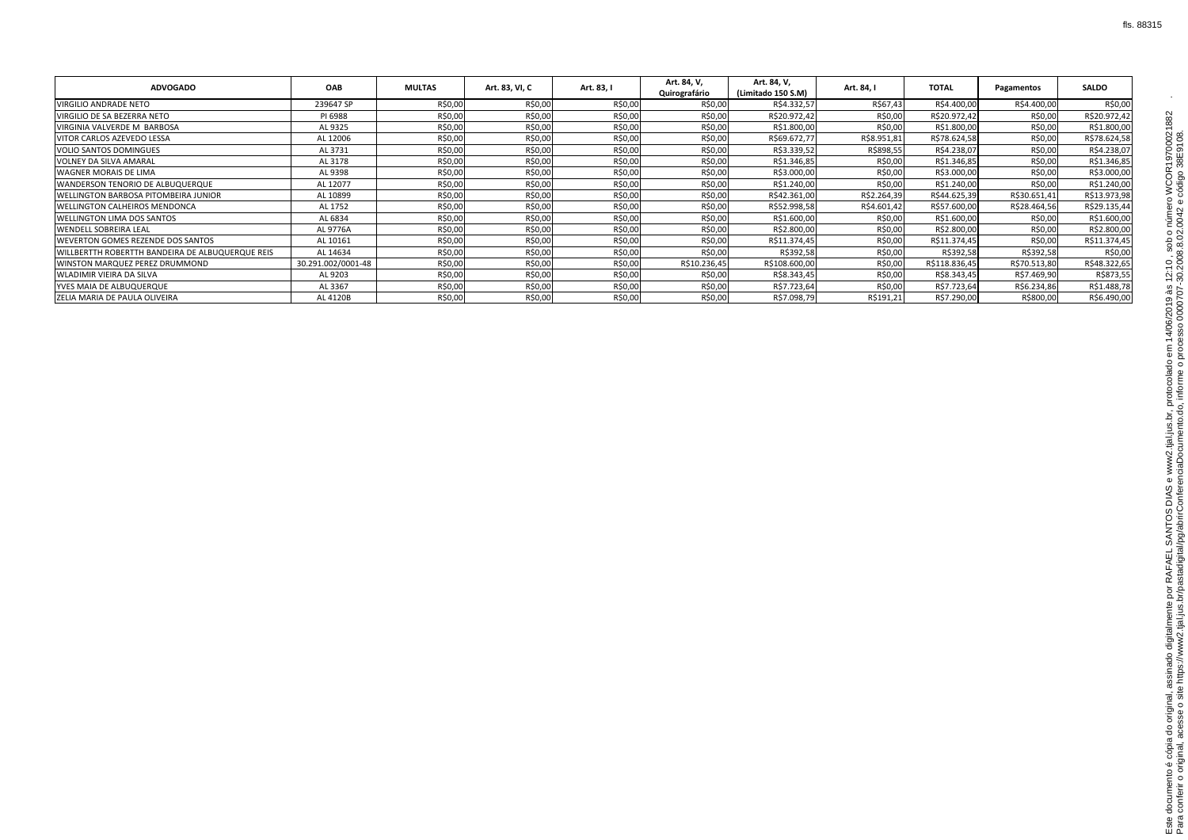| ADVOGADO | OAB | MULTAS | Art. 83, VI, C | Art. 83, I | Art. 84, V, Quirografário | Art. 84, V, (Limitado 150 S.M) | Art. 84, I | TOTAL | Pagamentos | SALDO |
|---|---|---|---|---|---|---|---|---|---|---|
| VIRGILIO ANDRADE NETO | 239647 SP | R$0,00 | R$0,00 | R$0,00 | R$0,00 | R$4.332,57 | R$67,43 | R$4.400,00 | R$4.400,00 | R$0,00 |
| VIRGILIO DE SA BEZERRA NETO | PI 6988 | R$0,00 | R$0,00 | R$0,00 | R$0,00 | R$20.972,42 | R$0,00 | R$20.972,42 | R$0,00 | R$20.972,42 |
| VIRGINIA VALVERDE M BARBOSA | AL 9325 | R$0,00 | R$0,00 | R$0,00 | R$0,00 | R$1.800,00 | R$0,00 | R$1.800,00 | R$0,00 | R$1.800,00 |
| VITOR CARLOS AZEVEDO LESSA | AL 12006 | R$0,00 | R$0,00 | R$0,00 | R$0,00 | R$69.672,77 | R$8.951,81 | R$78.624,58 | R$0,00 | R$78.624,58 |
| VOLIO SANTOS DOMINGUES | AL 3731 | R$0,00 | R$0,00 | R$0,00 | R$0,00 | R$3.339,52 | R$898,55 | R$4.238,07 | R$0,00 | R$4.238,07 |
| VOLNEY DA SILVA AMARAL | AL 3178 | R$0,00 | R$0,00 | R$0,00 | R$0,00 | R$1.346,85 | R$0,00 | R$1.346,85 | R$0,00 | R$1.346,85 |
| WAGNER MORAIS DE LIMA | AL 9398 | R$0,00 | R$0,00 | R$0,00 | R$0,00 | R$3.000,00 | R$0,00 | R$3.000,00 | R$0,00 | R$3.000,00 |
| WANDERSON TENORIO DE ALBUQUERQUE | AL 12077 | R$0,00 | R$0,00 | R$0,00 | R$0,00 | R$1.240,00 | R$0,00 | R$1.240,00 | R$0,00 | R$1.240,00 |
| WELLINGTON BARBOSA PITOMBEIRA JUNIOR | AL 10899 | R$0,00 | R$0,00 | R$0,00 | R$0,00 | R$42.361,00 | R$2.264,39 | R$44.625,39 | R$30.651,41 | R$13.973,98 |
| WELLINGTON CALHEIROS MENDONCA | AL 1752 | R$0,00 | R$0,00 | R$0,00 | R$0,00 | R$52.998,58 | R$4.601,42 | R$57.600,00 | R$28.464,56 | R$29.135,44 |
| WELLINGTON LIMA DOS SANTOS | AL 6834 | R$0,00 | R$0,00 | R$0,00 | R$0,00 | R$1.600,00 | R$0,00 | R$1.600,00 | R$0,00 | R$1.600,00 |
| WENDELL SOBREIRA LEAL | AL 9776A | R$0,00 | R$0,00 | R$0,00 | R$0,00 | R$2.800,00 | R$0,00 | R$2.800,00 | R$0,00 | R$2.800,00 |
| WEVERTON GOMES REZENDE DOS SANTOS | AL 10161 | R$0,00 | R$0,00 | R$0,00 | R$0,00 | R$11.374,45 | R$0,00 | R$11.374,45 | R$0,00 | R$11.374,45 |
| WILLBERTTH ROBERTTH BANDEIRA DE ALBUQUERQUE REIS | AL 14634 | R$0,00 | R$0,00 | R$0,00 | R$0,00 | R$392,58 | R$0,00 | R$392,58 | R$392,58 | R$0,00 |
| WINSTON MARQUEZ PEREZ DRUMMOND | 30.291.002/0001-48 | R$0,00 | R$0,00 | R$0,00 | R$10.236,45 | R$108.600,00 | R$0,00 | R$118.836,45 | R$70.513,80 | R$48.322,65 |
| WLADIMIR VIEIRA DA SILVA | AL 9203 | R$0,00 | R$0,00 | R$0,00 | R$0,00 | R$8.343,45 | R$0,00 | R$8.343,45 | R$7.469,90 | R$873,55 |
| YVES MAIA DE ALBUQUERQUE | AL 3367 | R$0,00 | R$0,00 | R$0,00 | R$0,00 | R$7.723,64 | R$0,00 | R$7.723,64 | R$6.234,86 | R$1.488,78 |
| ZELIA MARIA DE PAULA OLIVEIRA | AL 4120B | R$0,00 | R$0,00 | R$0,00 | R$0,00 | R$7.098,79 | R$191,21 | R$7.290,00 | R$800,00 | R$6.490,00 |